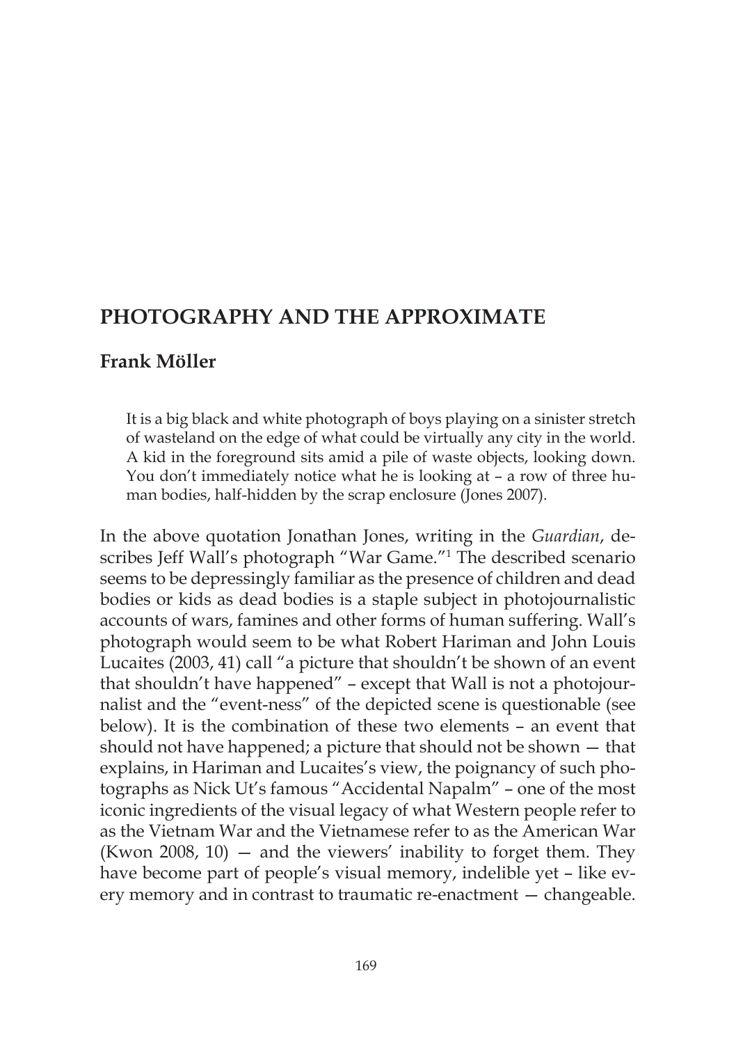# PHOTOGRAPHY AND THE APPROXIMATE

## Frank Möller

> It is a big black and white photograph of boys playing on a sinister stretch of wasteland on the edge of what could be virtually any city in the world. A kid in the foreground sits amid a pile of waste objects, looking down. You don't immediately notice what he is looking at – a row of three human bodies, half-hidden by the scrap enclosure (Jones 2007).

In the above quotation Jonathan Jones, writing in the *Guardian*, describes Jeff Wall's photograph "War Game."[1] The described scenario seems to be depressingly familiar as the presence of children and dead bodies or kids as dead bodies is a staple subject in photojournalistic accounts of wars, famines and other forms of human suffering. Wall's photograph would seem to be what Robert Hariman and John Louis Lucaites (2003, 41) call "a picture that shouldn't be shown of an event that shouldn't have happened" – except that Wall is not a photojournalist and the "event-ness" of the depicted scene is questionable (see below). It is the combination of these two elements – an event that should not have happened; a picture that should not be shown — that explains, in Hariman and Lucaites's view, the poignancy of such photographs as Nick Ut's famous "Accidental Napalm" – one of the most iconic ingredients of the visual legacy of what Western people refer to as the Vietnam War and the Vietnamese refer to as the American War (Kwon 2008, 10) — and the viewers' inability to forget them. They have become part of people's visual memory, indelible yet – like every memory and in contrast to traumatic re-enactment — changeable.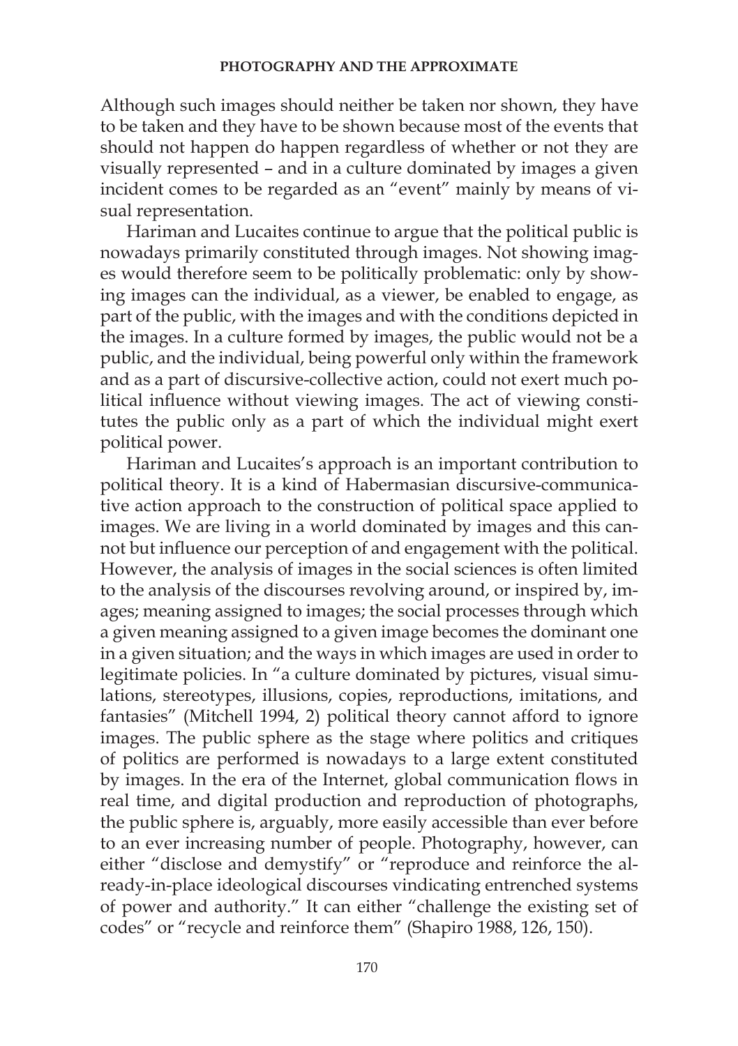Although such images should neither be taken nor shown, they have to be taken and they have to be shown because most of the events that should not happen do happen regardless of whether or not they are visually represented – and in a culture dominated by images a given incident comes to be regarded as an "event" mainly by means of visual representation.

Hariman and Lucaites continue to argue that the political public is nowadays primarily constituted through images. Not showing images would therefore seem to be politically problematic: only by showing images can the individual, as a viewer, be enabled to engage, as part of the public, with the images and with the conditions depicted in the images. In a culture formed by images, the public would not be a public, and the individual, being powerful only within the framework and as a part of discursive-collective action, could not exert much political influence without viewing images. The act of viewing constitutes the public only as a part of which the individual might exert political power.

Hariman and Lucaites's approach is an important contribution to political theory. It is a kind of Habermasian discursive-communicative action approach to the construction of political space applied to images. We are living in a world dominated by images and this cannot but influence our perception of and engagement with the political. However, the analysis of images in the social sciences is often limited to the analysis of the discourses revolving around, or inspired by, images; meaning assigned to images; the social processes through which a given meaning assigned to a given image becomes the dominant one in a given situation; and the ways in which images are used in order to legitimate policies. In "a culture dominated by pictures, visual simulations, stereotypes, illusions, copies, reproductions, imitations, and fantasies" (Mitchell 1994, 2) political theory cannot afford to ignore images. The public sphere as the stage where politics and critiques of politics are performed is nowadays to a large extent constituted by images. In the era of the Internet, global communication flows in real time, and digital production and reproduction of photographs, the public sphere is, arguably, more easily accessible than ever before to an ever increasing number of people. Photography, however, can either "disclose and demystify" or "reproduce and reinforce the already-in-place ideological discourses vindicating entrenched systems of power and authority." It can either "challenge the existing set of codes" or "recycle and reinforce them" (Shapiro 1988, 126, 150).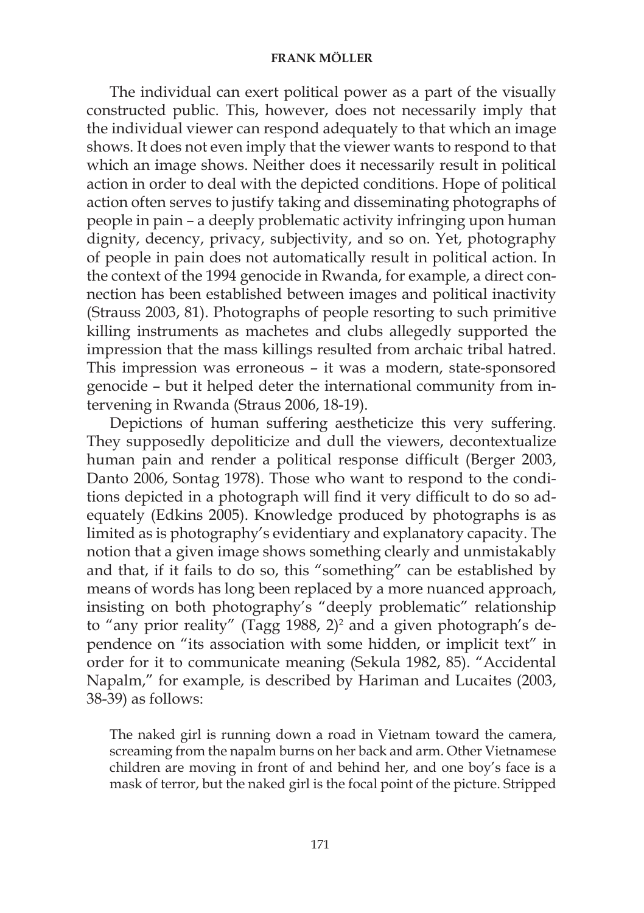The individual can exert political power as a part of the visually constructed public. This, however, does not necessarily imply that the individual viewer can respond adequately to that which an image shows. It does not even imply that the viewer wants to respond to that which an image shows. Neither does it necessarily result in political action in order to deal with the depicted conditions. Hope of political action often serves to justify taking and disseminating photographs of people in pain – a deeply problematic activity infringing upon human dignity, decency, privacy, subjectivity, and so on. Yet, photography of people in pain does not automatically result in political action. In the context of the 1994 genocide in Rwanda, for example, a direct connection has been established between images and political inactivity (Strauss 2003, 81). Photographs of people resorting to such primitive killing instruments as machetes and clubs allegedly supported the impression that the mass killings resulted from archaic tribal hatred. This impression was erroneous – it was a modern, state-sponsored genocide – but it helped deter the international community from intervening in Rwanda (Straus 2006, 18-19).

Depictions of human suffering aestheticize this very suffering. They supposedly depoliticize and dull the viewers, decontextualize human pain and render a political response difficult (Berger 2003, Danto 2006, Sontag 1978). Those who want to respond to the conditions depicted in a photograph will find it very difficult to do so adequately (Edkins 2005). Knowledge produced by photographs is as limited as is photography's evidentiary and explanatory capacity. The notion that a given image shows something clearly and unmistakably and that, if it fails to do so, this "something" can be established by means of words has long been replaced by a more nuanced approach, insisting on both photography's "deeply problematic" relationship to "any prior reality" (Tagg 1988, 2)[2] and a given photograph's dependence on "its association with some hidden, or implicit text" in order for it to communicate meaning (Sekula 1982, 85). "Accidental Napalm," for example, is described by Hariman and Lucaites (2003, 38-39) as follows:

> The naked girl is running down a road in Vietnam toward the camera, screaming from the napalm burns on her back and arm. Other Vietnamese children are moving in front of and behind her, and one boy's face is a mask of terror, but the naked girl is the focal point of the picture. Stripped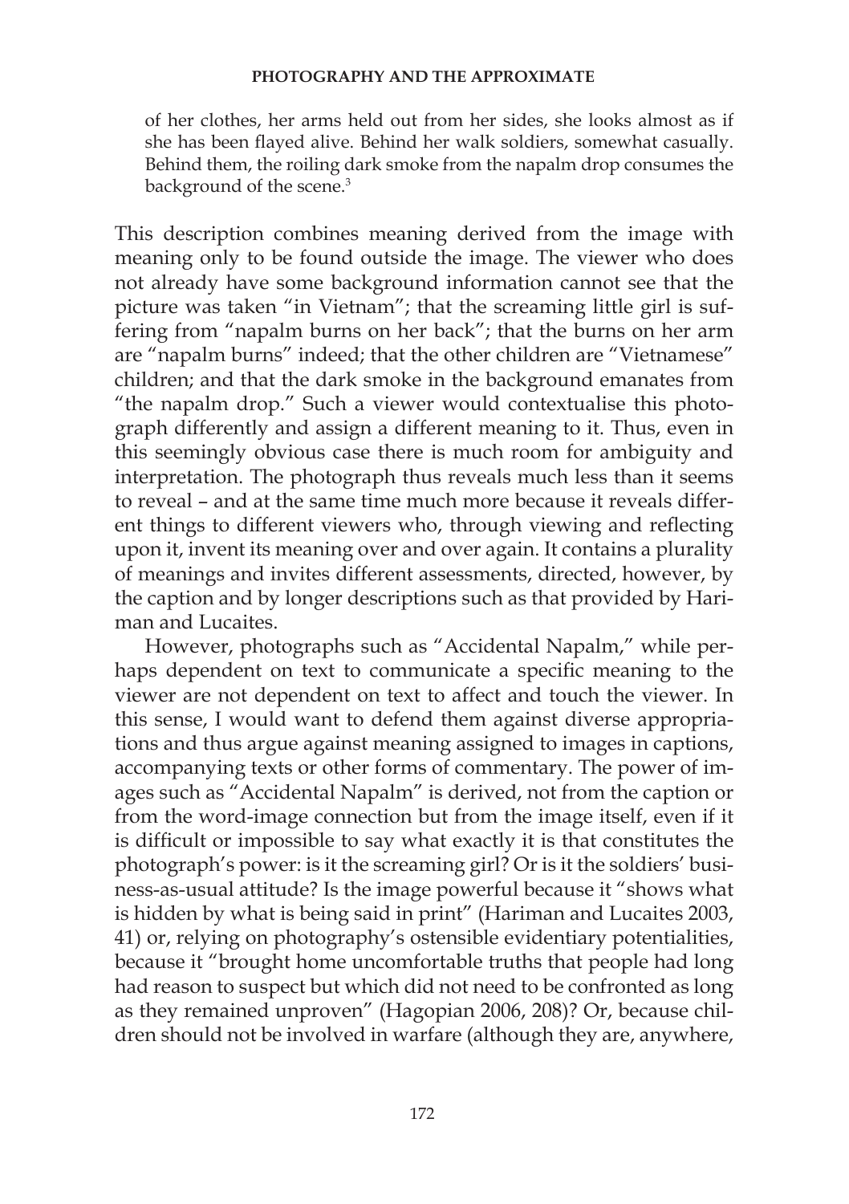> of her clothes, her arms held out from her sides, she looks almost as if she has been flayed alive. Behind her walk soldiers, somewhat casually. Behind them, the roiling dark smoke from the napalm drop consumes the background of the scene.[3]

This description combines meaning derived from the image with meaning only to be found outside the image. The viewer who does not already have some background information cannot see that the picture was taken "in Vietnam"; that the screaming little girl is suffering from "napalm burns on her back"; that the burns on her arm are "napalm burns" indeed; that the other children are "Vietnamese" children; and that the dark smoke in the background emanates from "the napalm drop." Such a viewer would contextualise this photograph differently and assign a different meaning to it. Thus, even in this seemingly obvious case there is much room for ambiguity and interpretation. The photograph thus reveals much less than it seems to reveal – and at the same time much more because it reveals different things to different viewers who, through viewing and reflecting upon it, invent its meaning over and over again. It contains a plurality of meanings and invites different assessments, directed, however, by the caption and by longer descriptions such as that provided by Hariman and Lucaites.

However, photographs such as "Accidental Napalm," while perhaps dependent on text to communicate a specific meaning to the viewer are not dependent on text to affect and touch the viewer. In this sense, I would want to defend them against diverse appropriations and thus argue against meaning assigned to images in captions, accompanying texts or other forms of commentary. The power of images such as "Accidental Napalm" is derived, not from the caption or from the word-image connection but from the image itself, even if it is difficult or impossible to say what exactly it is that constitutes the photograph's power: is it the screaming girl? Or is it the soldiers' business-as-usual attitude? Is the image powerful because it "shows what is hidden by what is being said in print" (Hariman and Lucaites 2003, 41) or, relying on photography's ostensible evidentiary potentialities, because it "brought home uncomfortable truths that people had long had reason to suspect but which did not need to be confronted as long as they remained unproven" (Hagopian 2006, 208)? Or, because children should not be involved in warfare (although they are, anywhere,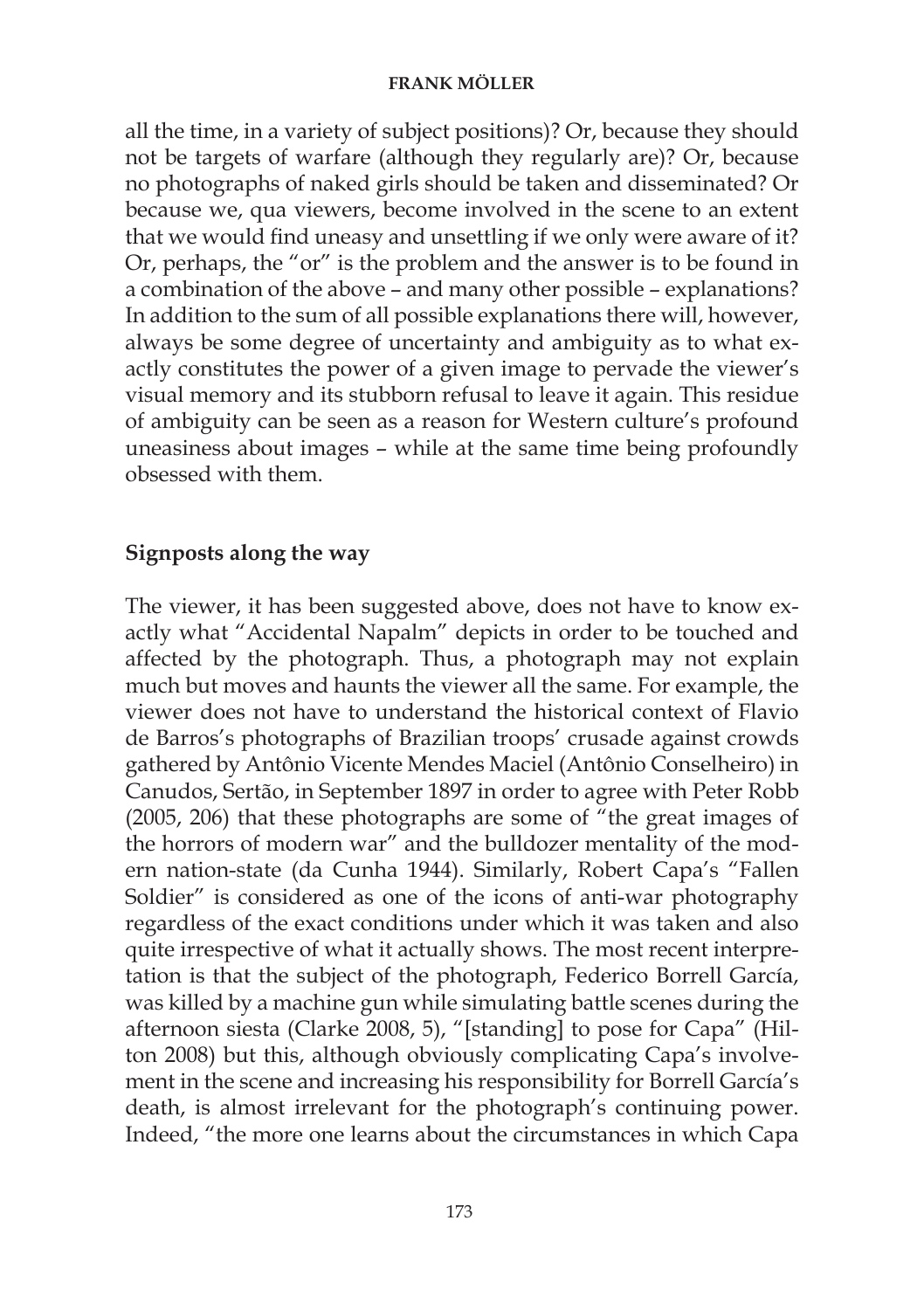all the time, in a variety of subject positions)? Or, because they should not be targets of warfare (although they regularly are)? Or, because no photographs of naked girls should be taken and disseminated? Or because we, qua viewers, become involved in the scene to an extent that we would find uneasy and unsettling if we only were aware of it? Or, perhaps, the "or" is the problem and the answer is to be found in a combination of the above – and many other possible – explanations? In addition to the sum of all possible explanations there will, however, always be some degree of uncertainty and ambiguity as to what exactly constitutes the power of a given image to pervade the viewer's visual memory and its stubborn refusal to leave it again. This residue of ambiguity can be seen as a reason for Western culture's profound uneasiness about images – while at the same time being profoundly obsessed with them.

## Signposts along the way

The viewer, it has been suggested above, does not have to know exactly what "Accidental Napalm" depicts in order to be touched and affected by the photograph. Thus, a photograph may not explain much but moves and haunts the viewer all the same. For example, the viewer does not have to understand the historical context of Flavio de Barros's photographs of Brazilian troops' crusade against crowds gathered by Antônio Vicente Mendes Maciel (Antônio Conselheiro) in Canudos, Sertão, in September 1897 in order to agree with Peter Robb (2005, 206) that these photographs are some of "the great images of the horrors of modern war" and the bulldozer mentality of the modern nation-state (da Cunha 1944). Similarly, Robert Capa's "Fallen Soldier" is considered as one of the icons of anti-war photography regardless of the exact conditions under which it was taken and also quite irrespective of what it actually shows. The most recent interpretation is that the subject of the photograph, Federico Borrell García, was killed by a machine gun while simulating battle scenes during the afternoon siesta (Clarke 2008, 5), "[standing] to pose for Capa" (Hilton 2008) but this, although obviously complicating Capa's involvement in the scene and increasing his responsibility for Borrell García's death, is almost irrelevant for the photograph's continuing power. Indeed, "the more one learns about the circumstances in which Capa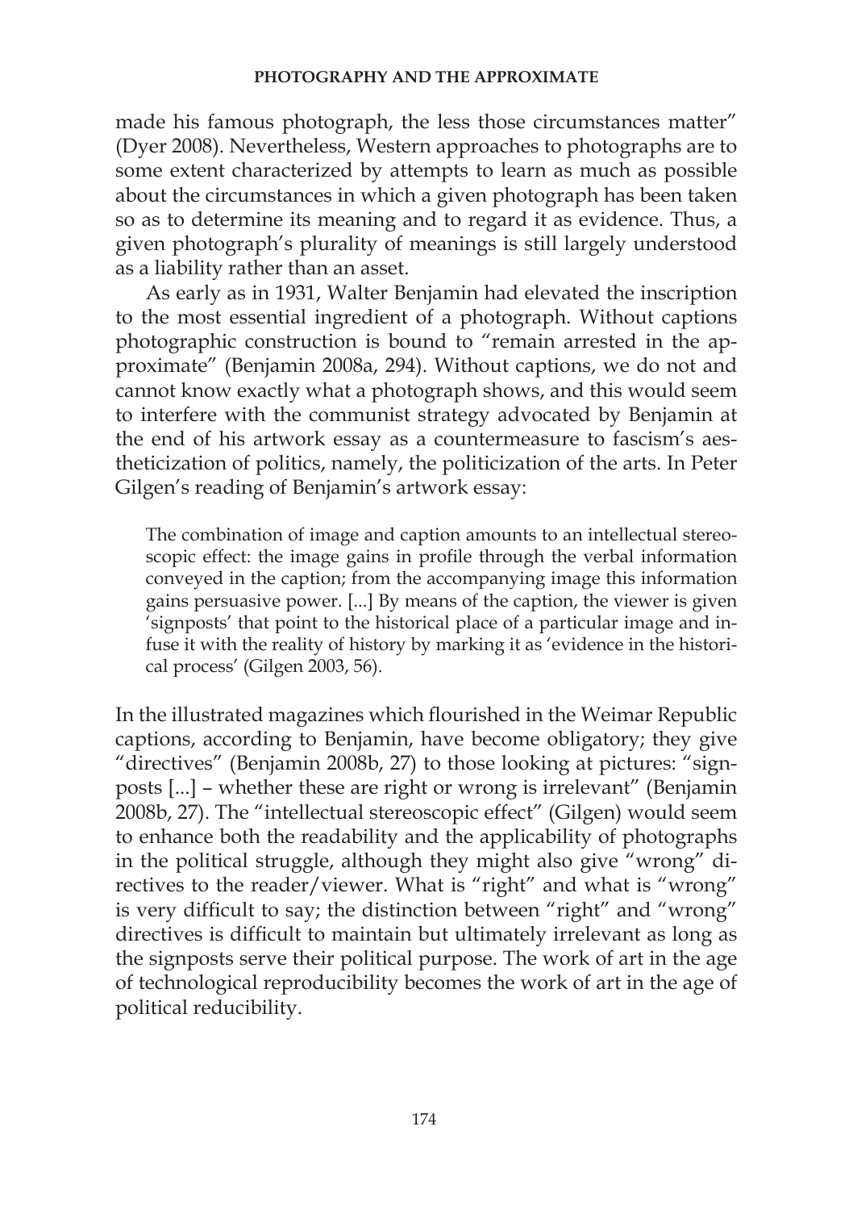made his famous photograph, the less those circumstances matter" (Dyer 2008). Nevertheless, Western approaches to photographs are to some extent characterized by attempts to learn as much as possible about the circumstances in which a given photograph has been taken so as to determine its meaning and to regard it as evidence. Thus, a given photograph's plurality of meanings is still largely understood as a liability rather than an asset.

As early as in 1931, Walter Benjamin had elevated the inscription to the most essential ingredient of a photograph. Without captions photographic construction is bound to "remain arrested in the approximate" (Benjamin 2008a, 294). Without captions, we do not and cannot know exactly what a photograph shows, and this would seem to interfere with the communist strategy advocated by Benjamin at the end of his artwork essay as a countermeasure to fascism's aestheticization of politics, namely, the politicization of the arts. In Peter Gilgen's reading of Benjamin's artwork essay:

> The combination of image and caption amounts to an intellectual stereoscopic effect: the image gains in profile through the verbal information conveyed in the caption; from the accompanying image this information gains persuasive power. [...] By means of the caption, the viewer is given 'signposts' that point to the historical place of a particular image and infuse it with the reality of history by marking it as 'evidence in the historical process' (Gilgen 2003, 56).

In the illustrated magazines which flourished in the Weimar Republic captions, according to Benjamin, have become obligatory; they give "directives" (Benjamin 2008b, 27) to those looking at pictures: "signposts [...] – whether these are right or wrong is irrelevant" (Benjamin 2008b, 27). The "intellectual stereoscopic effect" (Gilgen) would seem to enhance both the readability and the applicability of photographs in the political struggle, although they might also give "wrong" directives to the reader/viewer. What is "right" and what is "wrong" is very difficult to say; the distinction between "right" and "wrong" directives is difficult to maintain but ultimately irrelevant as long as the signposts serve their political purpose. The work of art in the age of technological reproducibility becomes the work of art in the age of political reducibility.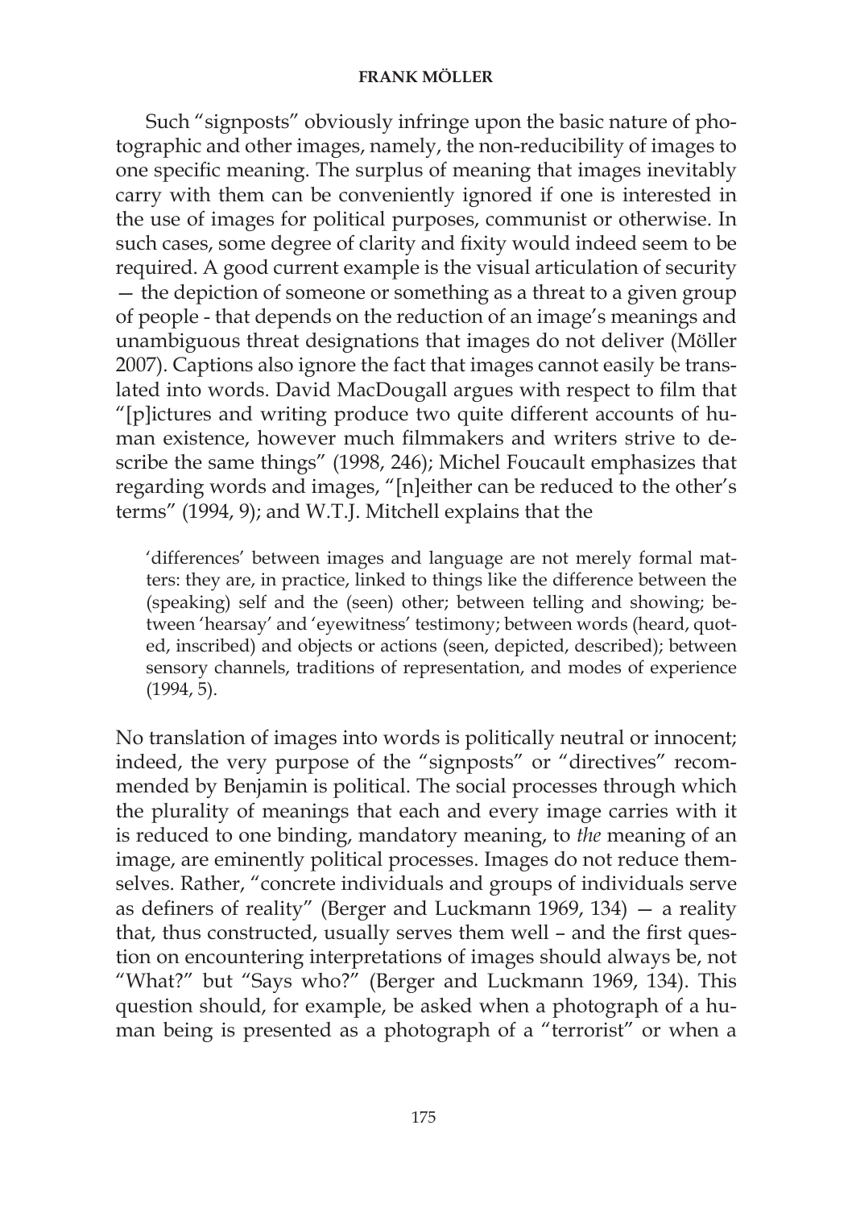Such "signposts" obviously infringe upon the basic nature of photographic and other images, namely, the non-reducibility of images to one specific meaning. The surplus of meaning that images inevitably carry with them can be conveniently ignored if one is interested in the use of images for political purposes, communist or otherwise. In such cases, some degree of clarity and fixity would indeed seem to be required. A good current example is the visual articulation of security — the depiction of someone or something as a threat to a given group of people - that depends on the reduction of an image's meanings and unambiguous threat designations that images do not deliver (Möller 2007). Captions also ignore the fact that images cannot easily be translated into words. David MacDougall argues with respect to film that "[p]ictures and writing produce two quite different accounts of human existence, however much filmmakers and writers strive to describe the same things" (1998, 246); Michel Foucault emphasizes that regarding words and images, "[n]either can be reduced to the other's terms" (1994, 9); and W.T.J. Mitchell explains that the

> 'differences' between images and language are not merely formal matters: they are, in practice, linked to things like the difference between the (speaking) self and the (seen) other; between telling and showing; between 'hearsay' and 'eyewitness' testimony; between words (heard, quoted, inscribed) and objects or actions (seen, depicted, described); between sensory channels, traditions of representation, and modes of experience (1994, 5).

No translation of images into words is politically neutral or innocent; indeed, the very purpose of the "signposts" or "directives" recommended by Benjamin is political. The social processes through which the plurality of meanings that each and every image carries with it is reduced to one binding, mandatory meaning, to *the* meaning of an image, are eminently political processes. Images do not reduce themselves. Rather, "concrete individuals and groups of individuals serve as definers of reality" (Berger and Luckmann 1969, 134) — a reality that, thus constructed, usually serves them well – and the first question on encountering interpretations of images should always be, not "What?" but "Says who?" (Berger and Luckmann 1969, 134). This question should, for example, be asked when a photograph of a human being is presented as a photograph of a "terrorist" or when a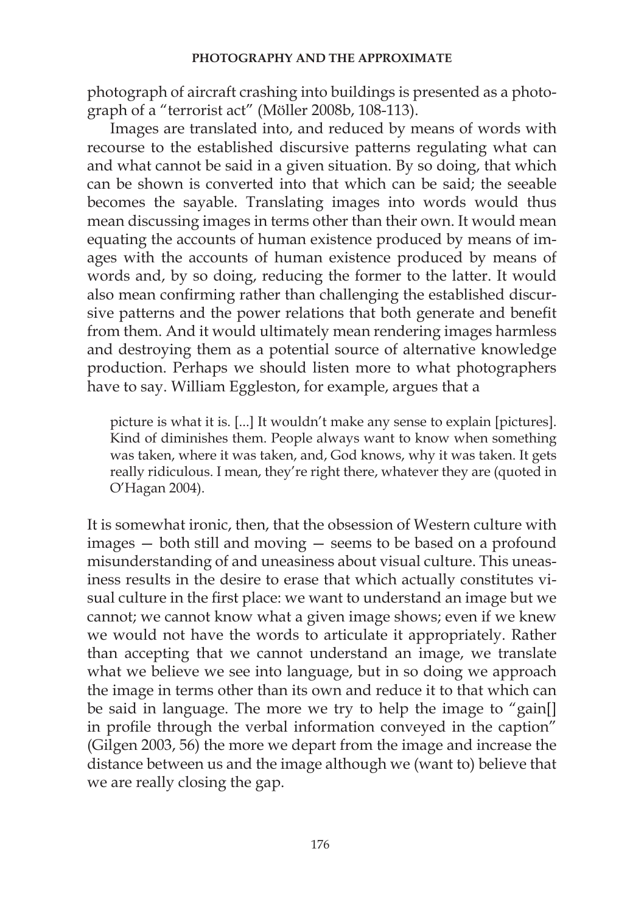photograph of aircraft crashing into buildings is presented as a photograph of a "terrorist act" (Möller 2008b, 108-113).

Images are translated into, and reduced by means of words with recourse to the established discursive patterns regulating what can and what cannot be said in a given situation. By so doing, that which can be shown is converted into that which can be said; the seeable becomes the sayable. Translating images into words would thus mean discussing images in terms other than their own. It would mean equating the accounts of human existence produced by means of images with the accounts of human existence produced by means of words and, by so doing, reducing the former to the latter. It would also mean confirming rather than challenging the established discursive patterns and the power relations that both generate and benefit from them. And it would ultimately mean rendering images harmless and destroying them as a potential source of alternative knowledge production. Perhaps we should listen more to what photographers have to say. William Eggleston, for example, argues that a

> picture is what it is. [...] It wouldn't make any sense to explain [pictures]. Kind of diminishes them. People always want to know when something was taken, where it was taken, and, God knows, why it was taken. It gets really ridiculous. I mean, they're right there, whatever they are (quoted in O'Hagan 2004).

It is somewhat ironic, then, that the obsession of Western culture with images — both still and moving — seems to be based on a profound misunderstanding of and uneasiness about visual culture. This uneasiness results in the desire to erase that which actually constitutes visual culture in the first place: we want to understand an image but we cannot; we cannot know what a given image shows; even if we knew we would not have the words to articulate it appropriately. Rather than accepting that we cannot understand an image, we translate what we believe we see into language, but in so doing we approach the image in terms other than its own and reduce it to that which can be said in language. The more we try to help the image to "gain[] in profile through the verbal information conveyed in the caption" (Gilgen 2003, 56) the more we depart from the image and increase the distance between us and the image although we (want to) believe that we are really closing the gap.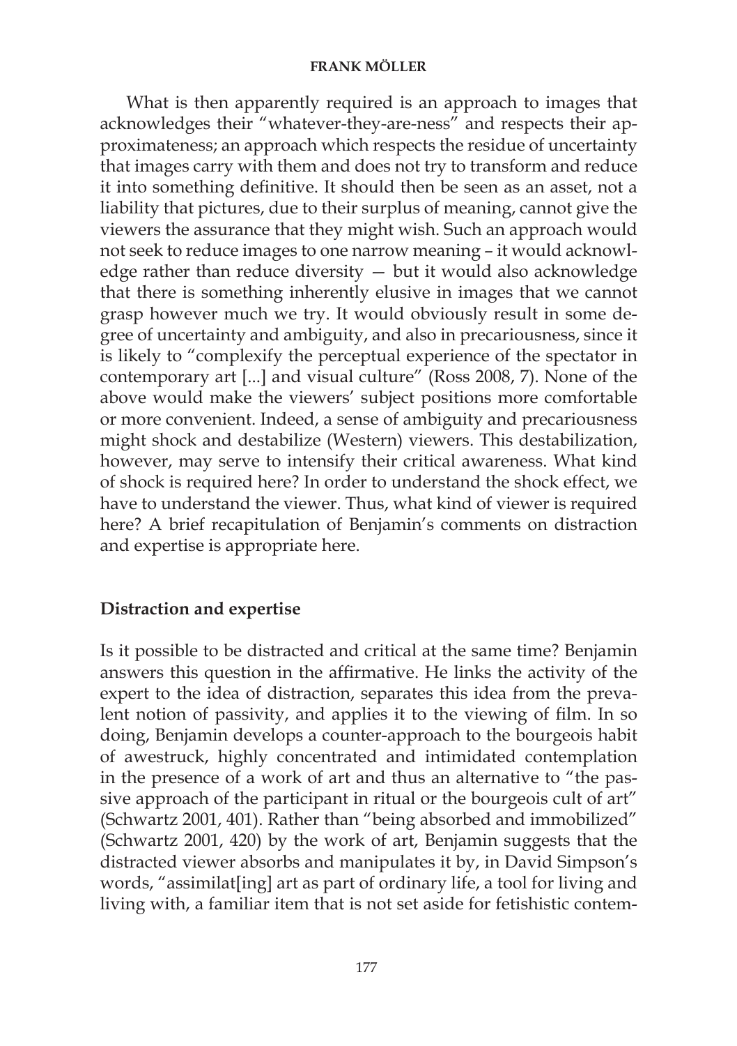What is then apparently required is an approach to images that acknowledges their "whatever-they-are-ness" and respects their approximateness; an approach which respects the residue of uncertainty that images carry with them and does not try to transform and reduce it into something definitive. It should then be seen as an asset, not a liability that pictures, due to their surplus of meaning, cannot give the viewers the assurance that they might wish. Such an approach would not seek to reduce images to one narrow meaning – it would acknowledge rather than reduce diversity — but it would also acknowledge that there is something inherently elusive in images that we cannot grasp however much we try. It would obviously result in some degree of uncertainty and ambiguity, and also in precariousness, since it is likely to "complexify the perceptual experience of the spectator in contemporary art [...] and visual culture" (Ross 2008, 7). None of the above would make the viewers' subject positions more comfortable or more convenient. Indeed, a sense of ambiguity and precariousness might shock and destabilize (Western) viewers. This destabilization, however, may serve to intensify their critical awareness. What kind of shock is required here? In order to understand the shock effect, we have to understand the viewer. Thus, what kind of viewer is required here? A brief recapitulation of Benjamin's comments on distraction and expertise is appropriate here.

## Distraction and expertise

Is it possible to be distracted and critical at the same time? Benjamin answers this question in the affirmative. He links the activity of the expert to the idea of distraction, separates this idea from the prevalent notion of passivity, and applies it to the viewing of film. In so doing, Benjamin develops a counter-approach to the bourgeois habit of awestruck, highly concentrated and intimidated contemplation in the presence of a work of art and thus an alternative to "the passive approach of the participant in ritual or the bourgeois cult of art" (Schwartz 2001, 401). Rather than "being absorbed and immobilized" (Schwartz 2001, 420) by the work of art, Benjamin suggests that the distracted viewer absorbs and manipulates it by, in David Simpson's words, "assimilat[ing] art as part of ordinary life, a tool for living and living with, a familiar item that is not set aside for fetishistic contem-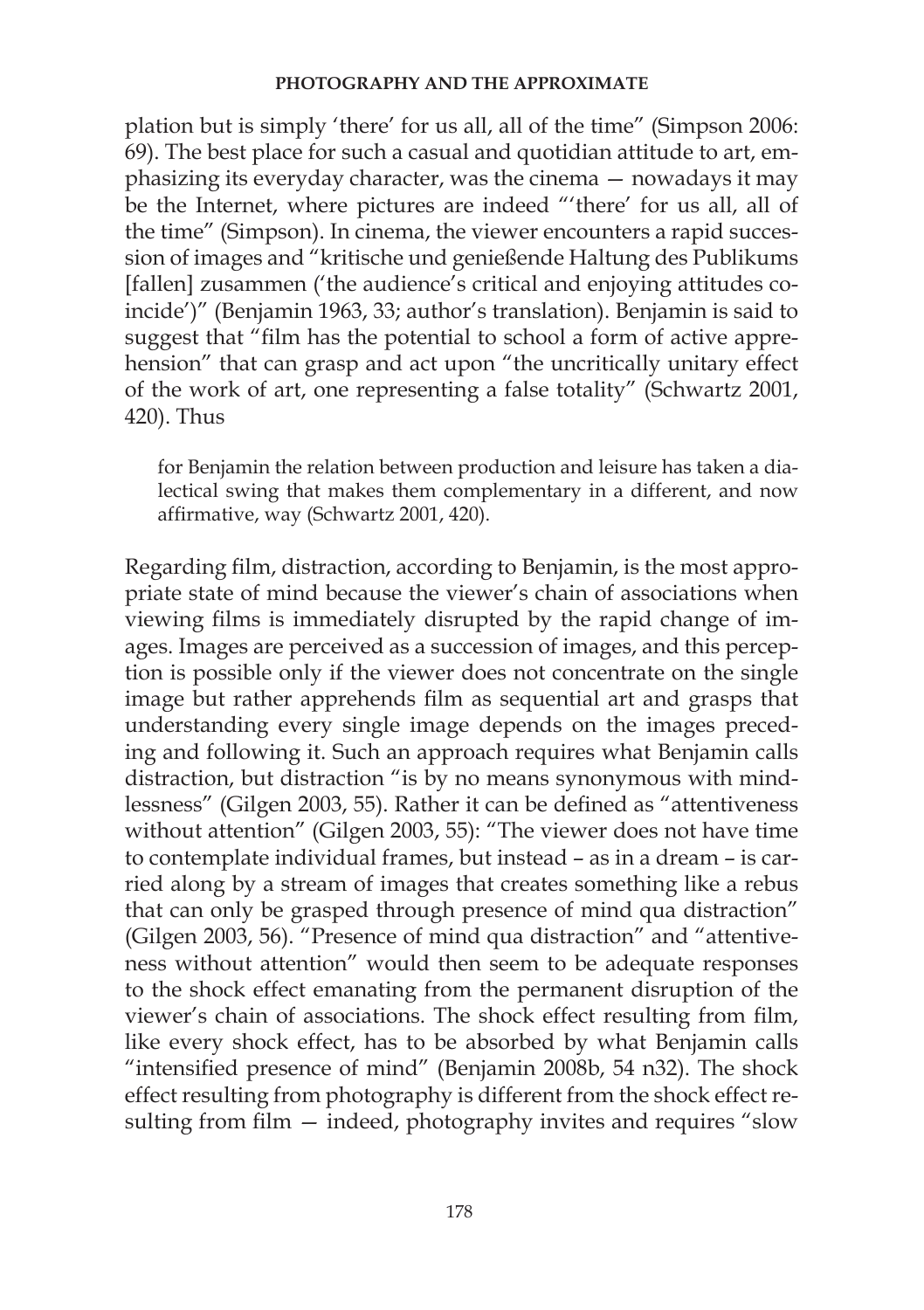plation but is simply 'there' for us all, all of the time" (Simpson 2006: 69). The best place for such a casual and quotidian attitude to art, emphasizing its everyday character, was the cinema — nowadays it may be the Internet, where pictures are indeed "'there' for us all, all of the time" (Simpson). In cinema, the viewer encounters a rapid succession of images and "kritische und genießende Haltung des Publikums [fallen] zusammen ('the audience's critical and enjoying attitudes coincide')" (Benjamin 1963, 33; author's translation). Benjamin is said to suggest that "film has the potential to school a form of active apprehension" that can grasp and act upon "the uncritically unitary effect of the work of art, one representing a false totality" (Schwartz 2001, 420). Thus

> for Benjamin the relation between production and leisure has taken a dialectical swing that makes them complementary in a different, and now affirmative, way (Schwartz 2001, 420).

Regarding film, distraction, according to Benjamin, is the most appropriate state of mind because the viewer's chain of associations when viewing films is immediately disrupted by the rapid change of images. Images are perceived as a succession of images, and this perception is possible only if the viewer does not concentrate on the single image but rather apprehends film as sequential art and grasps that understanding every single image depends on the images preceding and following it. Such an approach requires what Benjamin calls distraction, but distraction "is by no means synonymous with mindlessness" (Gilgen 2003, 55). Rather it can be defined as "attentiveness without attention" (Gilgen 2003, 55): "The viewer does not have time to contemplate individual frames, but instead – as in a dream – is carried along by a stream of images that creates something like a rebus that can only be grasped through presence of mind qua distraction" (Gilgen 2003, 56). "Presence of mind qua distraction" and "attentiveness without attention" would then seem to be adequate responses to the shock effect emanating from the permanent disruption of the viewer's chain of associations. The shock effect resulting from film, like every shock effect, has to be absorbed by what Benjamin calls "intensified presence of mind" (Benjamin 2008b, 54 n32). The shock effect resulting from photography is different from the shock effect resulting from film — indeed, photography invites and requires "slow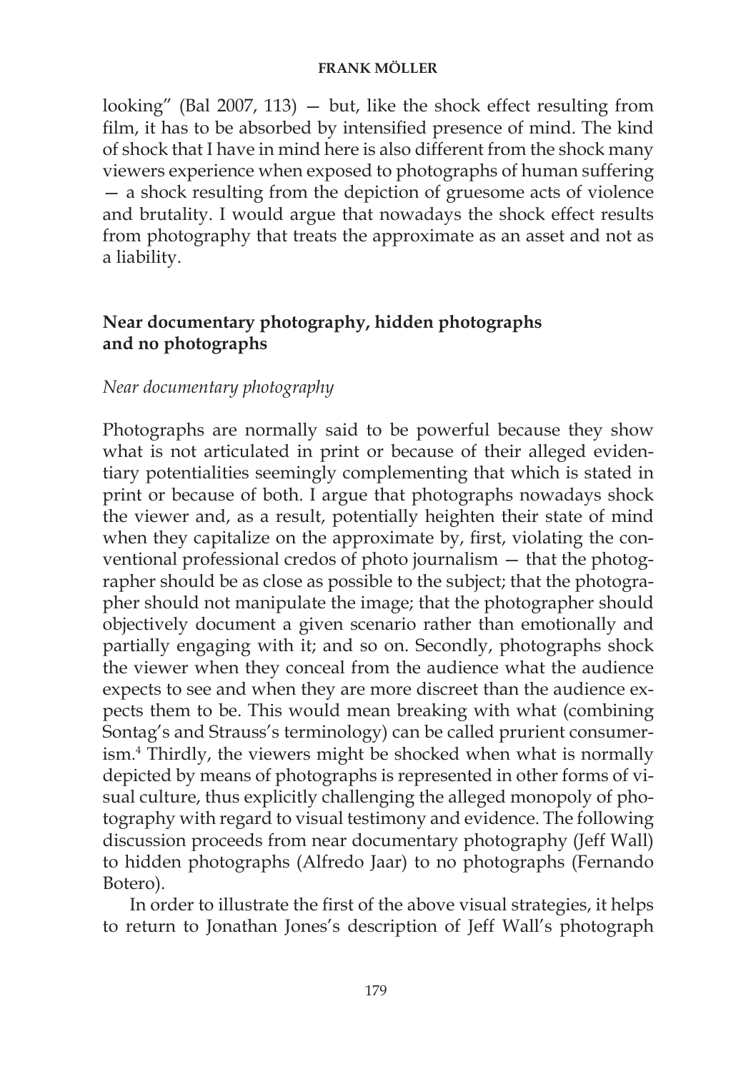looking" (Bal 2007, 113) — but, like the shock effect resulting from film, it has to be absorbed by intensified presence of mind. The kind of shock that I have in mind here is also different from the shock many viewers experience when exposed to photographs of human suffering — a shock resulting from the depiction of gruesome acts of violence and brutality. I would argue that nowadays the shock effect results from photography that treats the approximate as an asset and not as a liability.

## Near documentary photography, hidden photographs and no photographs

### *Near documentary photography*

Photographs are normally said to be powerful because they show what is not articulated in print or because of their alleged evidentiary potentialities seemingly complementing that which is stated in print or because of both. I argue that photographs nowadays shock the viewer and, as a result, potentially heighten their state of mind when they capitalize on the approximate by, first, violating the conventional professional credos of photo journalism — that the photographer should be as close as possible to the subject; that the photographer should not manipulate the image; that the photographer should objectively document a given scenario rather than emotionally and partially engaging with it; and so on. Secondly, photographs shock the viewer when they conceal from the audience what the audience expects to see and when they are more discreet than the audience expects them to be. This would mean breaking with what (combining Sontag's and Strauss's terminology) can be called prurient consumerism.[4] Thirdly, the viewers might be shocked when what is normally depicted by means of photographs is represented in other forms of visual culture, thus explicitly challenging the alleged monopoly of photography with regard to visual testimony and evidence. The following discussion proceeds from near documentary photography (Jeff Wall) to hidden photographs (Alfredo Jaar) to no photographs (Fernando Botero).

In order to illustrate the first of the above visual strategies, it helps to return to Jonathan Jones's description of Jeff Wall's photograph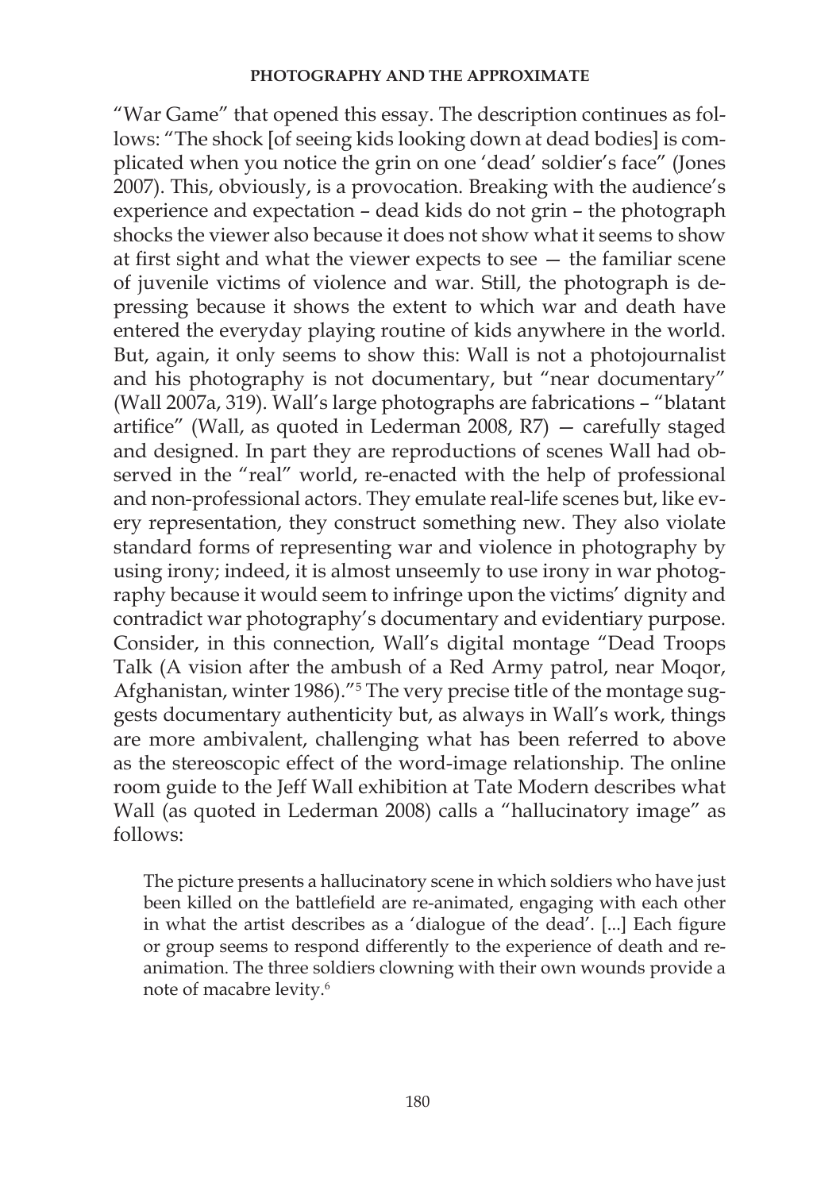"War Game" that opened this essay. The description continues as follows: "The shock [of seeing kids looking down at dead bodies] is complicated when you notice the grin on one 'dead' soldier's face" (Jones 2007). This, obviously, is a provocation. Breaking with the audience's experience and expectation – dead kids do not grin – the photograph shocks the viewer also because it does not show what it seems to show at first sight and what the viewer expects to see — the familiar scene of juvenile victims of violence and war. Still, the photograph is depressing because it shows the extent to which war and death have entered the everyday playing routine of kids anywhere in the world. But, again, it only seems to show this: Wall is not a photojournalist and his photography is not documentary, but "near documentary" (Wall 2007a, 319). Wall's large photographs are fabrications – "blatant artifice" (Wall, as quoted in Lederman 2008, R7) — carefully staged and designed. In part they are reproductions of scenes Wall had observed in the "real" world, re-enacted with the help of professional and non-professional actors. They emulate real-life scenes but, like every representation, they construct something new. They also violate standard forms of representing war and violence in photography by using irony; indeed, it is almost unseemly to use irony in war photography because it would seem to infringe upon the victims' dignity and contradict war photography's documentary and evidentiary purpose. Consider, in this connection, Wall's digital montage "Dead Troops Talk (A vision after the ambush of a Red Army patrol, near Moqor, Afghanistan, winter 1986)."[5] The very precise title of the montage suggests documentary authenticity but, as always in Wall's work, things are more ambivalent, challenging what has been referred to above as the stereoscopic effect of the word-image relationship. The online room guide to the Jeff Wall exhibition at Tate Modern describes what Wall (as quoted in Lederman 2008) calls a "hallucinatory image" as follows:

> The picture presents a hallucinatory scene in which soldiers who have just been killed on the battlefield are re-animated, engaging with each other in what the artist describes as a 'dialogue of the dead'. [...] Each figure or group seems to respond differently to the experience of death and re-animation. The three soldiers clowning with their own wounds provide a note of macabre levity.[6]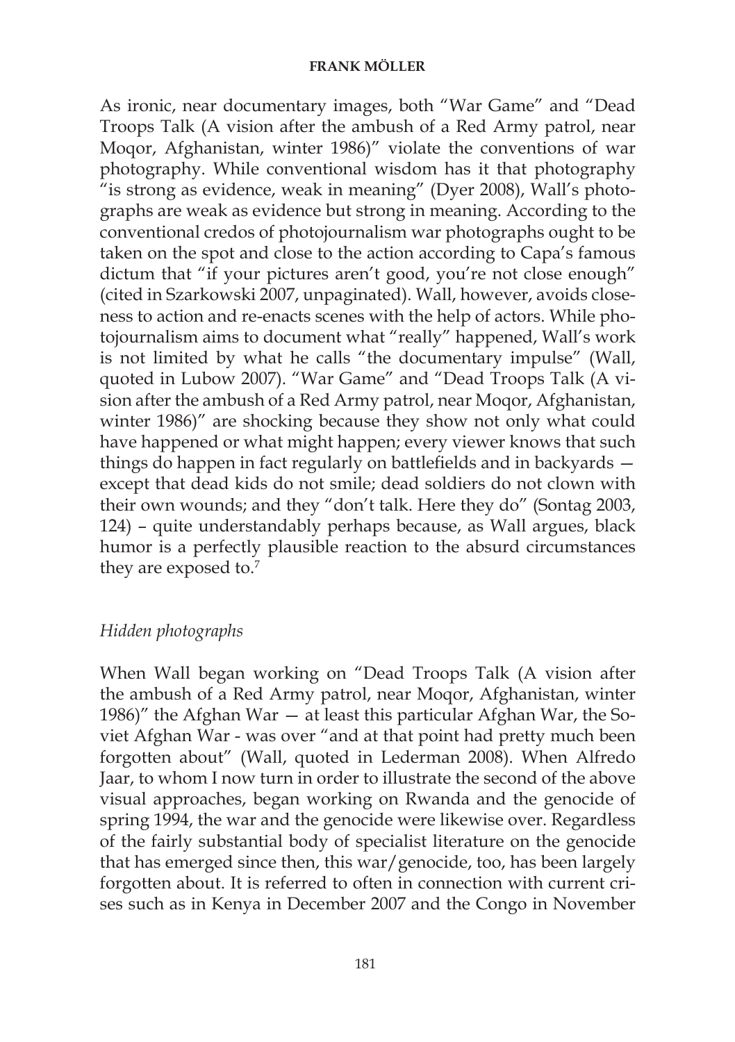As ironic, near documentary images, both “War Game” and “Dead Troops Talk (A vision after the ambush of a Red Army patrol, near Moqor, Afghanistan, winter 1986)” violate the conventions of war photography. While conventional wisdom has it that photography “is strong as evidence, weak in meaning” (Dyer 2008), Wall’s photographs are weak as evidence but strong in meaning. According to the conventional credos of photojournalism war photographs ought to be taken on the spot and close to the action according to Capa’s famous dictum that “if your pictures aren’t good, you’re not close enough” (cited in Szarkowski 2007, unpaginated). Wall, however, avoids closeness to action and re-enacts scenes with the help of actors. While photojournalism aims to document what “really” happened, Wall’s work is not limited by what he calls “the documentary impulse” (Wall, quoted in Lubow 2007). “War Game” and “Dead Troops Talk (A vision after the ambush of a Red Army patrol, near Moqor, Afghanistan, winter 1986)” are shocking because they show not only what could have happened or what might happen; every viewer knows that such things do happen in fact regularly on battlefields and in backyards — except that dead kids do not smile; dead soldiers do not clown with their own wounds; and they “don’t talk. Here they do” (Sontag 2003, 124) – quite understandably perhaps because, as Wall argues, black humor is a perfectly plausible reaction to the absurd circumstances they are exposed to.[7]

## *Hidden photographs*

When Wall began working on “Dead Troops Talk (A vision after the ambush of a Red Army patrol, near Moqor, Afghanistan, winter 1986)” the Afghan War — at least this particular Afghan War, the Soviet Afghan War - was over “and at that point had pretty much been forgotten about” (Wall, quoted in Lederman 2008). When Alfredo Jaar, to whom I now turn in order to illustrate the second of the above visual approaches, began working on Rwanda and the genocide of spring 1994, the war and the genocide were likewise over. Regardless of the fairly substantial body of specialist literature on the genocide that has emerged since then, this war/genocide, too, has been largely forgotten about. It is referred to often in connection with current crises such as in Kenya in December 2007 and the Congo in November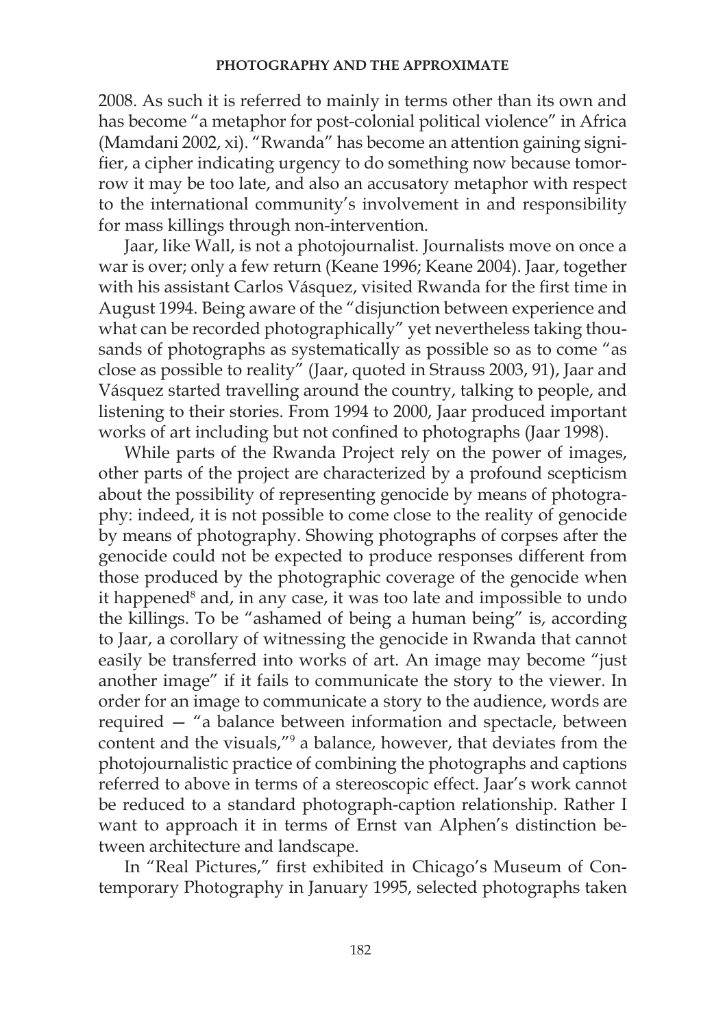2008. As such it is referred to mainly in terms other than its own and has become "a metaphor for post-colonial political violence" in Africa (Mamdani 2002, xi). "Rwanda" has become an attention gaining signifier, a cipher indicating urgency to do something now because tomorrow it may be too late, and also an accusatory metaphor with respect to the international community's involvement in and responsibility for mass killings through non-intervention.

Jaar, like Wall, is not a photojournalist. Journalists move on once a war is over; only a few return (Keane 1996; Keane 2004). Jaar, together with his assistant Carlos Vásquez, visited Rwanda for the first time in August 1994. Being aware of the "disjunction between experience and what can be recorded photographically" yet nevertheless taking thousands of photographs as systematically as possible so as to come "as close as possible to reality" (Jaar, quoted in Strauss 2003, 91), Jaar and Vásquez started travelling around the country, talking to people, and listening to their stories. From 1994 to 2000, Jaar produced important works of art including but not confined to photographs (Jaar 1998).

While parts of the Rwanda Project rely on the power of images, other parts of the project are characterized by a profound scepticism about the possibility of representing genocide by means of photography: indeed, it is not possible to come close to the reality of genocide by means of photography. Showing photographs of corpses after the genocide could not be expected to produce responses different from those produced by the photographic coverage of the genocide when it happened[8] and, in any case, it was too late and impossible to undo the killings. To be "ashamed of being a human being" is, according to Jaar, a corollary of witnessing the genocide in Rwanda that cannot easily be transferred into works of art. An image may become "just another image" if it fails to communicate the story to the viewer. In order for an image to communicate a story to the audience, words are required — "a balance between information and spectacle, between content and the visuals,"[9] a balance, however, that deviates from the photojournalistic practice of combining the photographs and captions referred to above in terms of a stereoscopic effect. Jaar's work cannot be reduced to a standard photograph-caption relationship. Rather I want to approach it in terms of Ernst van Alphen's distinction between architecture and landscape.

In "Real Pictures," first exhibited in Chicago's Museum of Contemporary Photography in January 1995, selected photographs taken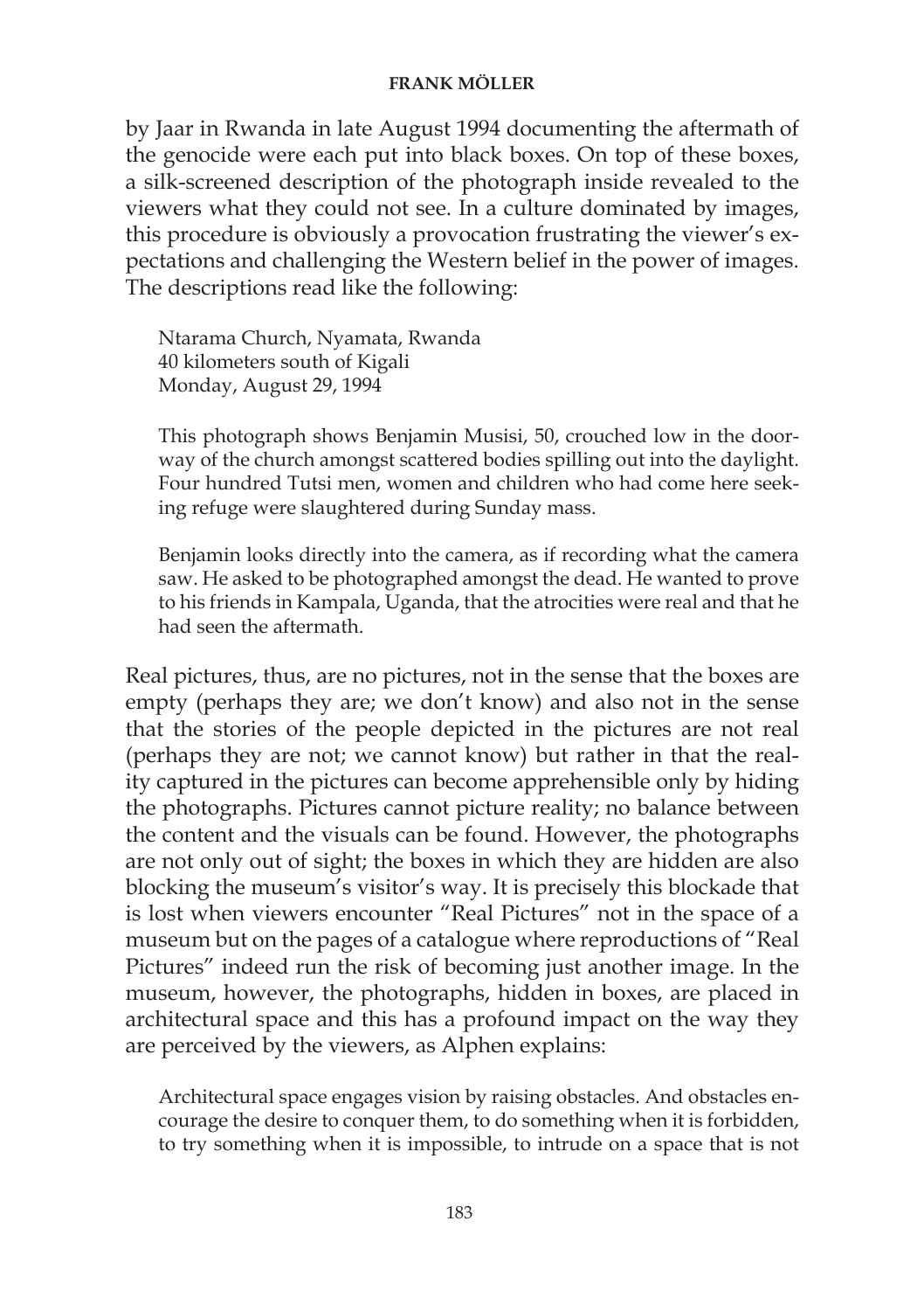by Jaar in Rwanda in late August 1994 documenting the aftermath of the genocide were each put into black boxes. On top of these boxes, a silk-screened description of the photograph inside revealed to the viewers what they could not see. In a culture dominated by images, this procedure is obviously a provocation frustrating the viewer's expectations and challenging the Western belief in the power of images. The descriptions read like the following:

> Ntarama Church, Nyamata, Rwanda
> 40 kilometers south of Kigali
> Monday, August 29, 1994
>
> This photograph shows Benjamin Musisi, 50, crouched low in the doorway of the church amongst scattered bodies spilling out into the daylight. Four hundred Tutsi men, women and children who had come here seeking refuge were slaughtered during Sunday mass.
>
> Benjamin looks directly into the camera, as if recording what the camera saw. He asked to be photographed amongst the dead. He wanted to prove to his friends in Kampala, Uganda, that the atrocities were real and that he had seen the aftermath.

Real pictures, thus, are no pictures, not in the sense that the boxes are empty (perhaps they are; we don't know) and also not in the sense that the stories of the people depicted in the pictures are not real (perhaps they are not; we cannot know) but rather in that the reality captured in the pictures can become apprehensible only by hiding the photographs. Pictures cannot picture reality; no balance between the content and the visuals can be found. However, the photographs are not only out of sight; the boxes in which they are hidden are also blocking the museum's visitor's way. It is precisely this blockade that is lost when viewers encounter "Real Pictures" not in the space of a museum but on the pages of a catalogue where reproductions of "Real Pictures" indeed run the risk of becoming just another image. In the museum, however, the photographs, hidden in boxes, are placed in architectural space and this has a profound impact on the way they are perceived by the viewers, as Alphen explains:

> Architectural space engages vision by raising obstacles. And obstacles encourage the desire to conquer them, to do something when it is forbidden, to try something when it is impossible, to intrude on a space that is not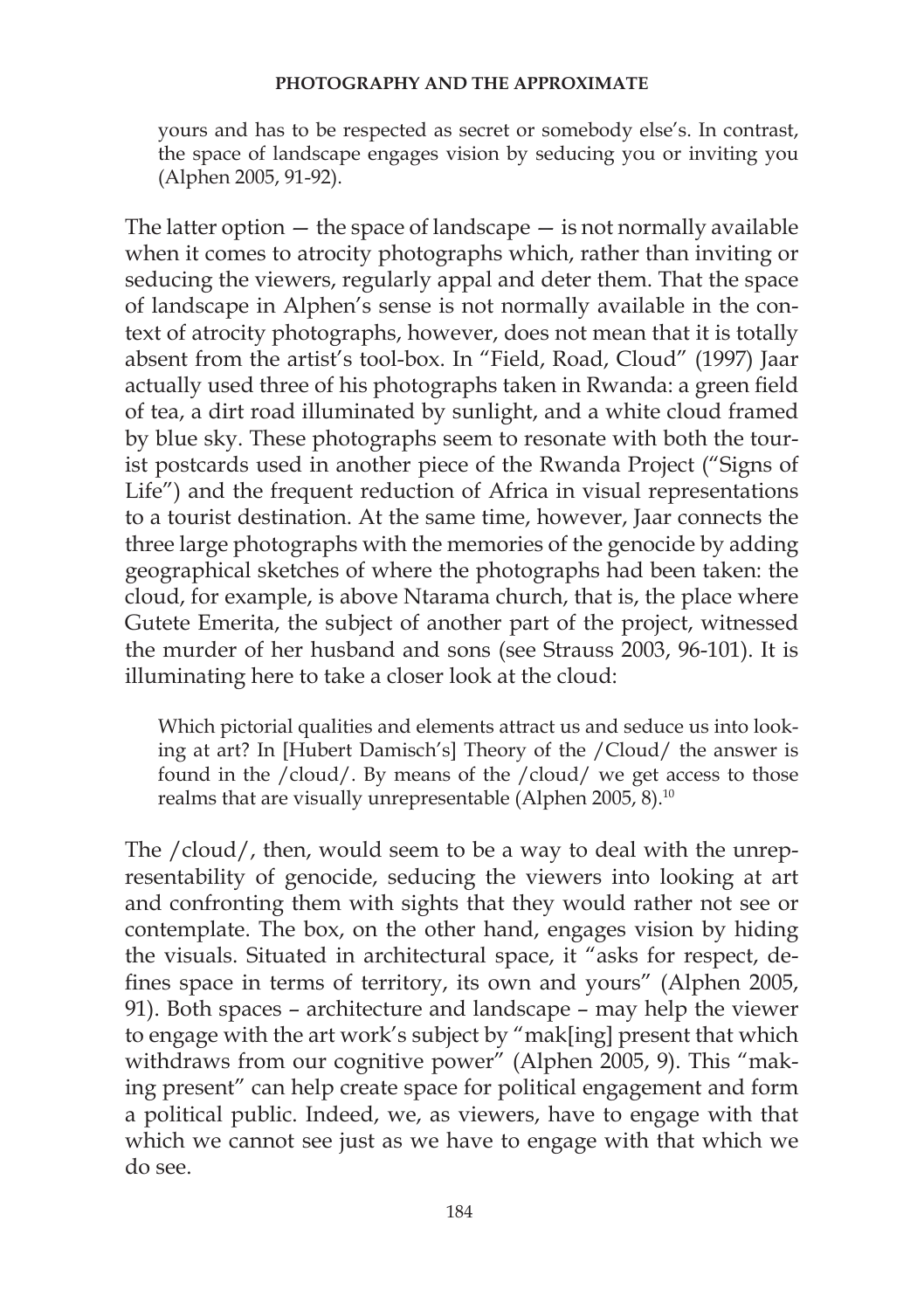> yours and has to be respected as secret or somebody else's. In contrast, the space of landscape engages vision by seducing you or inviting you (Alphen 2005, 91-92).

The latter option — the space of landscape — is not normally available when it comes to atrocity photographs which, rather than inviting or seducing the viewers, regularly appal and deter them. That the space of landscape in Alphen's sense is not normally available in the context of atrocity photographs, however, does not mean that it is totally absent from the artist's tool-box. In "Field, Road, Cloud" (1997) Jaar actually used three of his photographs taken in Rwanda: a green field of tea, a dirt road illuminated by sunlight, and a white cloud framed by blue sky. These photographs seem to resonate with both the tourist postcards used in another piece of the Rwanda Project ("Signs of Life") and the frequent reduction of Africa in visual representations to a tourist destination. At the same time, however, Jaar connects the three large photographs with the memories of the genocide by adding geographical sketches of where the photographs had been taken: the cloud, for example, is above Ntarama church, that is, the place where Gutete Emerita, the subject of another part of the project, witnessed the murder of her husband and sons (see Strauss 2003, 96-101). It is illuminating here to take a closer look at the cloud:

> Which pictorial qualities and elements attract us and seduce us into looking at art? In [Hubert Damisch's] Theory of the /Cloud/ the answer is found in the /cloud/. By means of the /cloud/ we get access to those realms that are visually unrepresentable (Alphen 2005, 8).[10]

The /cloud/, then, would seem to be a way to deal with the unrepresentability of genocide, seducing the viewers into looking at art and confronting them with sights that they would rather not see or contemplate. The box, on the other hand, engages vision by hiding the visuals. Situated in architectural space, it "asks for respect, defines space in terms of territory, its own and yours" (Alphen 2005, 91). Both spaces – architecture and landscape – may help the viewer to engage with the art work's subject by "mak[ing] present that which withdraws from our cognitive power" (Alphen 2005, 9). This "making present" can help create space for political engagement and form a political public. Indeed, we, as viewers, have to engage with that which we cannot see just as we have to engage with that which we do see.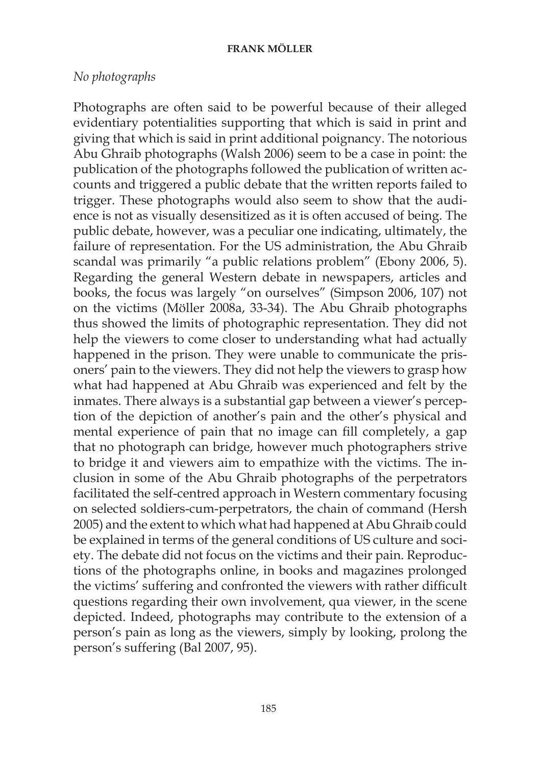*No photographs*

Photographs are often said to be powerful because of their alleged evidentiary potentialities supporting that which is said in print and giving that which is said in print additional poignancy. The notorious Abu Ghraib photographs (Walsh 2006) seem to be a case in point: the publication of the photographs followed the publication of written accounts and triggered a public debate that the written reports failed to trigger. These photographs would also seem to show that the audience is not as visually desensitized as it is often accused of being. The public debate, however, was a peculiar one indicating, ultimately, the failure of representation. For the US administration, the Abu Ghraib scandal was primarily "a public relations problem" (Ebony 2006, 5). Regarding the general Western debate in newspapers, articles and books, the focus was largely "on ourselves" (Simpson 2006, 107) not on the victims (Möller 2008a, 33-34). The Abu Ghraib photographs thus showed the limits of photographic representation. They did not help the viewers to come closer to understanding what had actually happened in the prison. They were unable to communicate the prisoners' pain to the viewers. They did not help the viewers to grasp how what had happened at Abu Ghraib was experienced and felt by the inmates. There always is a substantial gap between a viewer's perception of the depiction of another's pain and the other's physical and mental experience of pain that no image can fill completely, a gap that no photograph can bridge, however much photographers strive to bridge it and viewers aim to empathize with the victims. The inclusion in some of the Abu Ghraib photographs of the perpetrators facilitated the self-centred approach in Western commentary focusing on selected soldiers-cum-perpetrators, the chain of command (Hersh 2005) and the extent to which what had happened at Abu Ghraib could be explained in terms of the general conditions of US culture and society. The debate did not focus on the victims and their pain. Reproductions of the photographs online, in books and magazines prolonged the victims' suffering and confronted the viewers with rather difficult questions regarding their own involvement, qua viewer, in the scene depicted. Indeed, photographs may contribute to the extension of a person's pain as long as the viewers, simply by looking, prolong the person's suffering (Bal 2007, 95).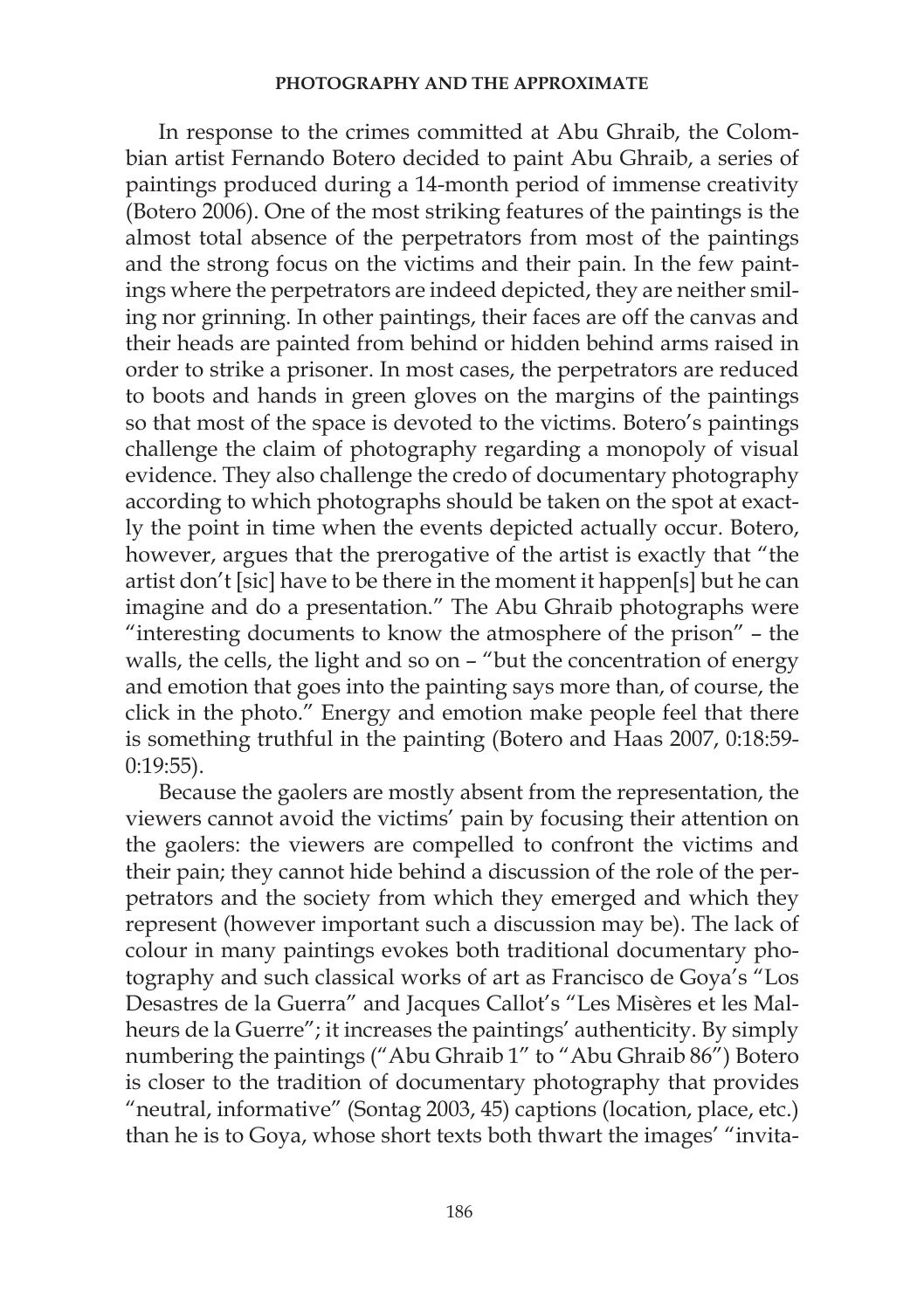In response to the crimes committed at Abu Ghraib, the Colombian artist Fernando Botero decided to paint Abu Ghraib, a series of paintings produced during a 14-month period of immense creativity (Botero 2006). One of the most striking features of the paintings is the almost total absence of the perpetrators from most of the paintings and the strong focus on the victims and their pain. In the few paintings where the perpetrators are indeed depicted, they are neither smiling nor grinning. In other paintings, their faces are off the canvas and their heads are painted from behind or hidden behind arms raised in order to strike a prisoner. In most cases, the perpetrators are reduced to boots and hands in green gloves on the margins of the paintings so that most of the space is devoted to the victims. Botero's paintings challenge the claim of photography regarding a monopoly of visual evidence. They also challenge the credo of documentary photography according to which photographs should be taken on the spot at exactly the point in time when the events depicted actually occur. Botero, however, argues that the prerogative of the artist is exactly that "the artist don't [sic] have to be there in the moment it happen[s] but he can imagine and do a presentation." The Abu Ghraib photographs were "interesting documents to know the atmosphere of the prison" – the walls, the cells, the light and so on – "but the concentration of energy and emotion that goes into the painting says more than, of course, the click in the photo." Energy and emotion make people feel that there is something truthful in the painting (Botero and Haas 2007, 0:18:59-0:19:55).

Because the gaolers are mostly absent from the representation, the viewers cannot avoid the victims' pain by focusing their attention on the gaolers: the viewers are compelled to confront the victims and their pain; they cannot hide behind a discussion of the role of the perpetrators and the society from which they emerged and which they represent (however important such a discussion may be). The lack of colour in many paintings evokes both traditional documentary photography and such classical works of art as Francisco de Goya's "Los Desastres de la Guerra" and Jacques Callot's "Les Misères et les Malheurs de la Guerre"; it increases the paintings' authenticity. By simply numbering the paintings ("Abu Ghraib 1" to "Abu Ghraib 86") Botero is closer to the tradition of documentary photography that provides "neutral, informative" (Sontag 2003, 45) captions (location, place, etc.) than he is to Goya, whose short texts both thwart the images' "invita-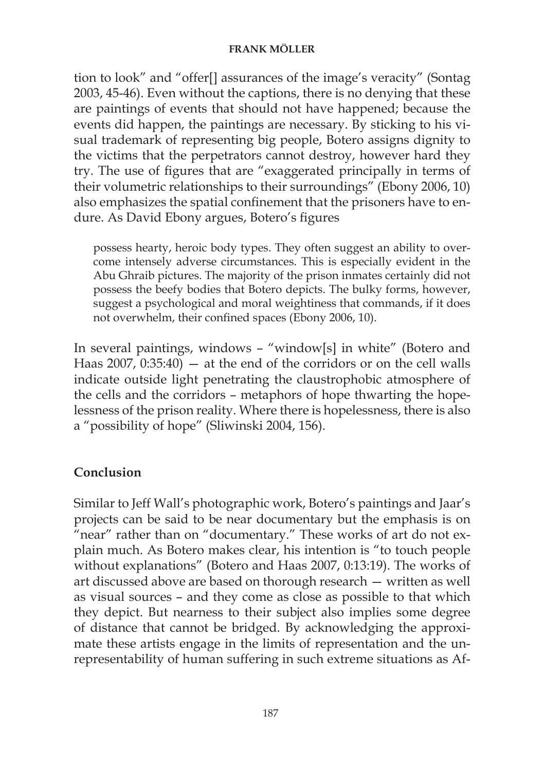tion to look" and "offer[] assurances of the image's veracity" (Sontag 2003, 45-46). Even without the captions, there is no denying that these are paintings of events that should not have happened; because the events did happen, the paintings are necessary. By sticking to his visual trademark of representing big people, Botero assigns dignity to the victims that the perpetrators cannot destroy, however hard they try. The use of figures that are "exaggerated principally in terms of their volumetric relationships to their surroundings" (Ebony 2006, 10) also emphasizes the spatial confinement that the prisoners have to endure. As David Ebony argues, Botero's figures

> possess hearty, heroic body types. They often suggest an ability to overcome intensely adverse circumstances. This is especially evident in the Abu Ghraib pictures. The majority of the prison inmates certainly did not possess the beefy bodies that Botero depicts. The bulky forms, however, suggest a psychological and moral weightiness that commands, if it does not overwhelm, their confined spaces (Ebony 2006, 10).

In several paintings, windows – "window[s] in white" (Botero and Haas 2007, 0:35:40) — at the end of the corridors or on the cell walls indicate outside light penetrating the claustrophobic atmosphere of the cells and the corridors – metaphors of hope thwarting the hopelessness of the prison reality. Where there is hopelessness, there is also a "possibility of hope" (Sliwinski 2004, 156).

## Conclusion

Similar to Jeff Wall's photographic work, Botero's paintings and Jaar's projects can be said to be near documentary but the emphasis is on "near" rather than on "documentary." These works of art do not explain much. As Botero makes clear, his intention is "to touch people without explanations" (Botero and Haas 2007, 0:13:19). The works of art discussed above are based on thorough research — written as well as visual sources – and they come as close as possible to that which they depict. But nearness to their subject also implies some degree of distance that cannot be bridged. By acknowledging the approximate these artists engage in the limits of representation and the unrepresentability of human suffering in such extreme situations as Af-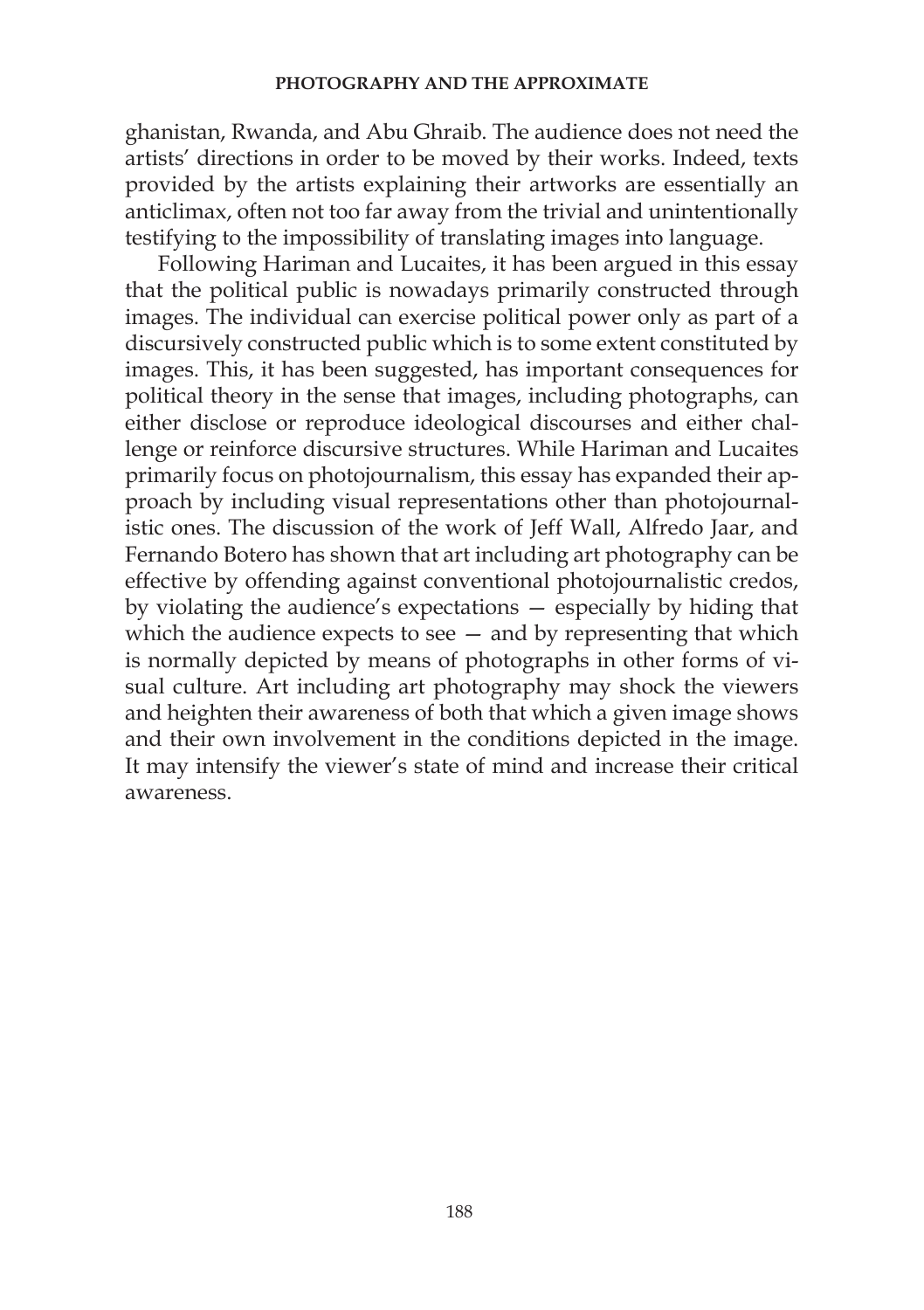ghanistan, Rwanda, and Abu Ghraib. The audience does not need the artists' directions in order to be moved by their works. Indeed, texts provided by the artists explaining their artworks are essentially an anticlimax, often not too far away from the trivial and unintentionally testifying to the impossibility of translating images into language.

Following Hariman and Lucaites, it has been argued in this essay that the political public is nowadays primarily constructed through images. The individual can exercise political power only as part of a discursively constructed public which is to some extent constituted by images. This, it has been suggested, has important consequences for political theory in the sense that images, including photographs, can either disclose or reproduce ideological discourses and either challenge or reinforce discursive structures. While Hariman and Lucaites primarily focus on photojournalism, this essay has expanded their approach by including visual representations other than photojournalistic ones. The discussion of the work of Jeff Wall, Alfredo Jaar, and Fernando Botero has shown that art including art photography can be effective by offending against conventional photojournalistic credos, by violating the audience's expectations — especially by hiding that which the audience expects to see — and by representing that which is normally depicted by means of photographs in other forms of visual culture. Art including art photography may shock the viewers and heighten their awareness of both that which a given image shows and their own involvement in the conditions depicted in the image. It may intensify the viewer's state of mind and increase their critical awareness.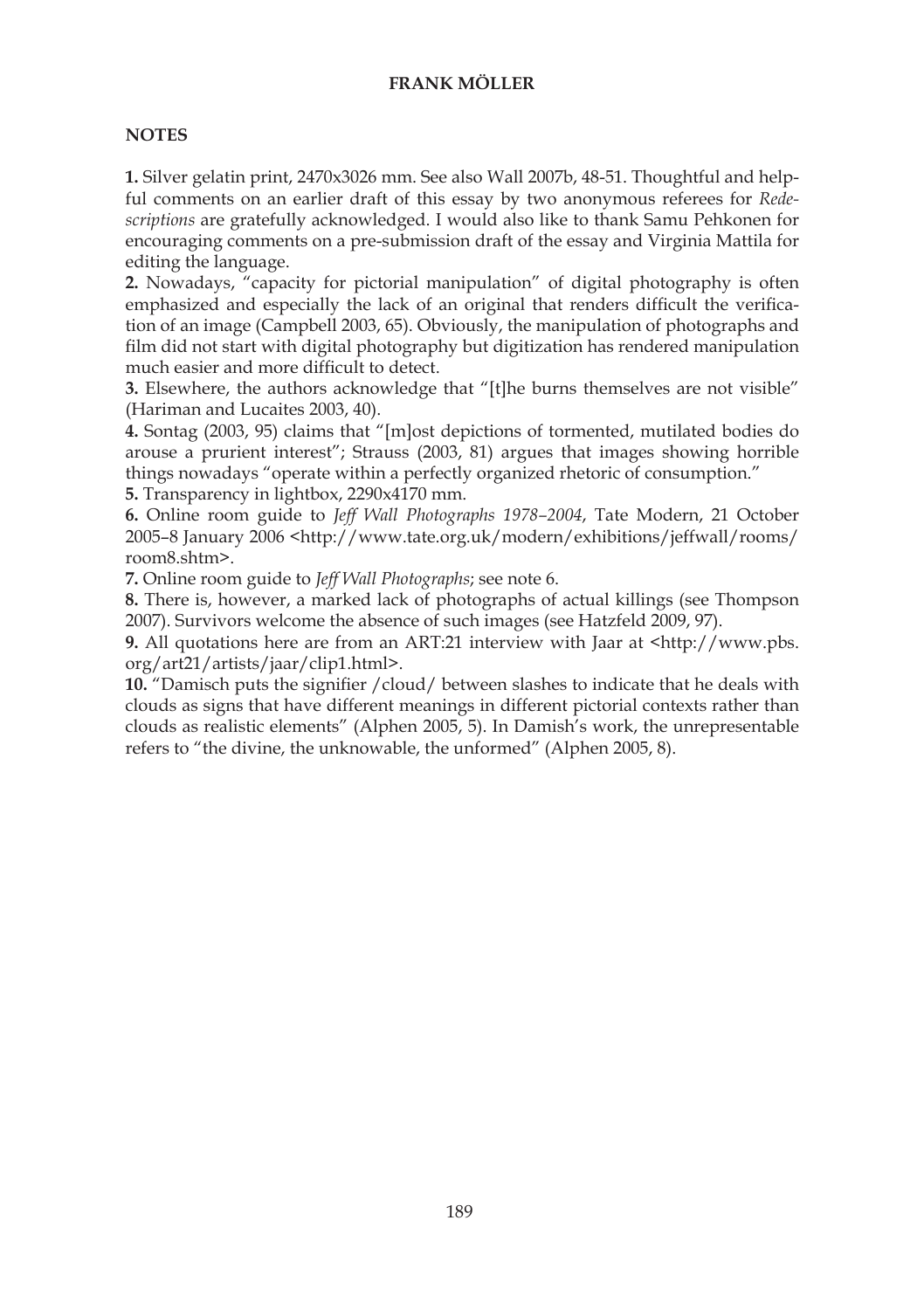## NOTES

**1.** Silver gelatin print, 2470x3026 mm. See also Wall 2007b, 48-51. Thoughtful and helpful comments on an earlier draft of this essay by two anonymous referees for *Redescriptions* are gratefully acknowledged. I would also like to thank Samu Pehkonen for encouraging comments on a pre-submission draft of the essay and Virginia Mattila for editing the language.

**2.** Nowadays, "capacity for pictorial manipulation" of digital photography is often emphasized and especially the lack of an original that renders difficult the verification of an image (Campbell 2003, 65). Obviously, the manipulation of photographs and film did not start with digital photography but digitization has rendered manipulation much easier and more difficult to detect.

**3.** Elsewhere, the authors acknowledge that "[t]he burns themselves are not visible" (Hariman and Lucaites 2003, 40).

**4.** Sontag (2003, 95) claims that "[m]ost depictions of tormented, mutilated bodies do arouse a prurient interest"; Strauss (2003, 81) argues that images showing horrible things nowadays "operate within a perfectly organized rhetoric of consumption."

**5.** Transparency in lightbox, 2290x4170 mm.

**6.** Online room guide to *Jeff Wall Photographs 1978–2004*, Tate Modern, 21 October 2005–8 January 2006 <http://www.tate.org.uk/modern/exhibitions/jeffwall/rooms/room8.shtm>.

**7.** Online room guide to *Jeff Wall Photographs*; see note 6.

**8.** There is, however, a marked lack of photographs of actual killings (see Thompson 2007). Survivors welcome the absence of such images (see Hatzfeld 2009, 97).

**9.** All quotations here are from an ART:21 interview with Jaar at <http://www.pbs.org/art21/artists/jaar/clip1.html>.

**10.** "Damisch puts the signifier /cloud/ between slashes to indicate that he deals with clouds as signs that have different meanings in different pictorial contexts rather than clouds as realistic elements" (Alphen 2005, 5). In Damish's work, the unrepresentable refers to "the divine, the unknowable, the unformed" (Alphen 2005, 8).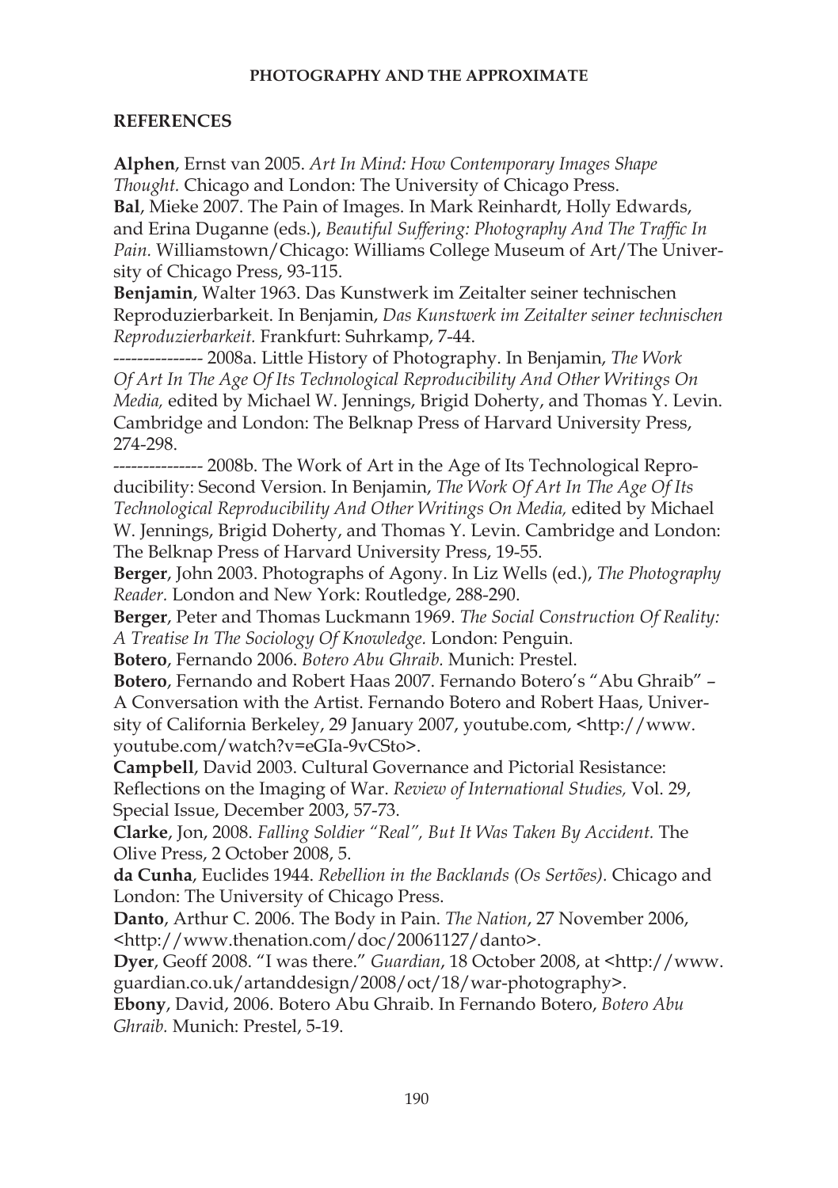## REFERENCES

**Alphen**, Ernst van 2005. *Art In Mind: How Contemporary Images Shape Thought.* Chicago and London: The University of Chicago Press.

**Bal**, Mieke 2007. The Pain of Images. In Mark Reinhardt, Holly Edwards, and Erina Duganne (eds.), *Beautiful Suffering: Photography And The Traffic In Pain.* Williamstown/Chicago: Williams College Museum of Art/The University of Chicago Press, 93-115.

**Benjamin**, Walter 1963. Das Kunstwerk im Zeitalter seiner technischen Reproduzierbarkeit. In Benjamin, *Das Kunstwerk im Zeitalter seiner technischen Reproduzierbarkeit.* Frankfurt: Suhrkamp, 7-44.

--------------- 2008a. Little History of Photography. In Benjamin, *The Work Of Art In The Age Of Its Technological Reproducibility And Other Writings On Media,* edited by Michael W. Jennings, Brigid Doherty, and Thomas Y. Levin. Cambridge and London: The Belknap Press of Harvard University Press, 274-298.

--------------- 2008b. The Work of Art in the Age of Its Technological Reproducibility: Second Version. In Benjamin, *The Work Of Art In The Age Of Its Technological Reproducibility And Other Writings On Media,* edited by Michael W. Jennings, Brigid Doherty, and Thomas Y. Levin. Cambridge and London: The Belknap Press of Harvard University Press, 19-55.

**Berger**, John 2003. Photographs of Agony. In Liz Wells (ed.), *The Photography Reader.* London and New York: Routledge, 288-290.

**Berger**, Peter and Thomas Luckmann 1969. *The Social Construction Of Reality: A Treatise In The Sociology Of Knowledge.* London: Penguin.

**Botero**, Fernando 2006. *Botero Abu Ghraib.* Munich: Prestel.

**Botero**, Fernando and Robert Haas 2007. Fernando Botero's "Abu Ghraib" – A Conversation with the Artist. Fernando Botero and Robert Haas, University of California Berkeley, 29 January 2007, youtube.com, <http://www.youtube.com/watch?v=eGIa-9vCSto>.

**Campbell**, David 2003. Cultural Governance and Pictorial Resistance: Reflections on the Imaging of War. *Review of International Studies,* Vol. 29, Special Issue, December 2003, 57-73.

**Clarke**, Jon, 2008. *Falling Soldier "Real", But It Was Taken By Accident.* The Olive Press, 2 October 2008, 5.

**da Cunha**, Euclides 1944. *Rebellion in the Backlands (Os Sertões).* Chicago and London: The University of Chicago Press.

**Danto**, Arthur C. 2006. The Body in Pain. *The Nation*, 27 November 2006, <http://www.thenation.com/doc/20061127/danto>.

**Dyer**, Geoff 2008. "I was there." *Guardian*, 18 October 2008, at <http://www.guardian.co.uk/artanddesign/2008/oct/18/war-photography>.

**Ebony**, David, 2006. Botero Abu Ghraib. In Fernando Botero, *Botero Abu Ghraib.* Munich: Prestel, 5-19.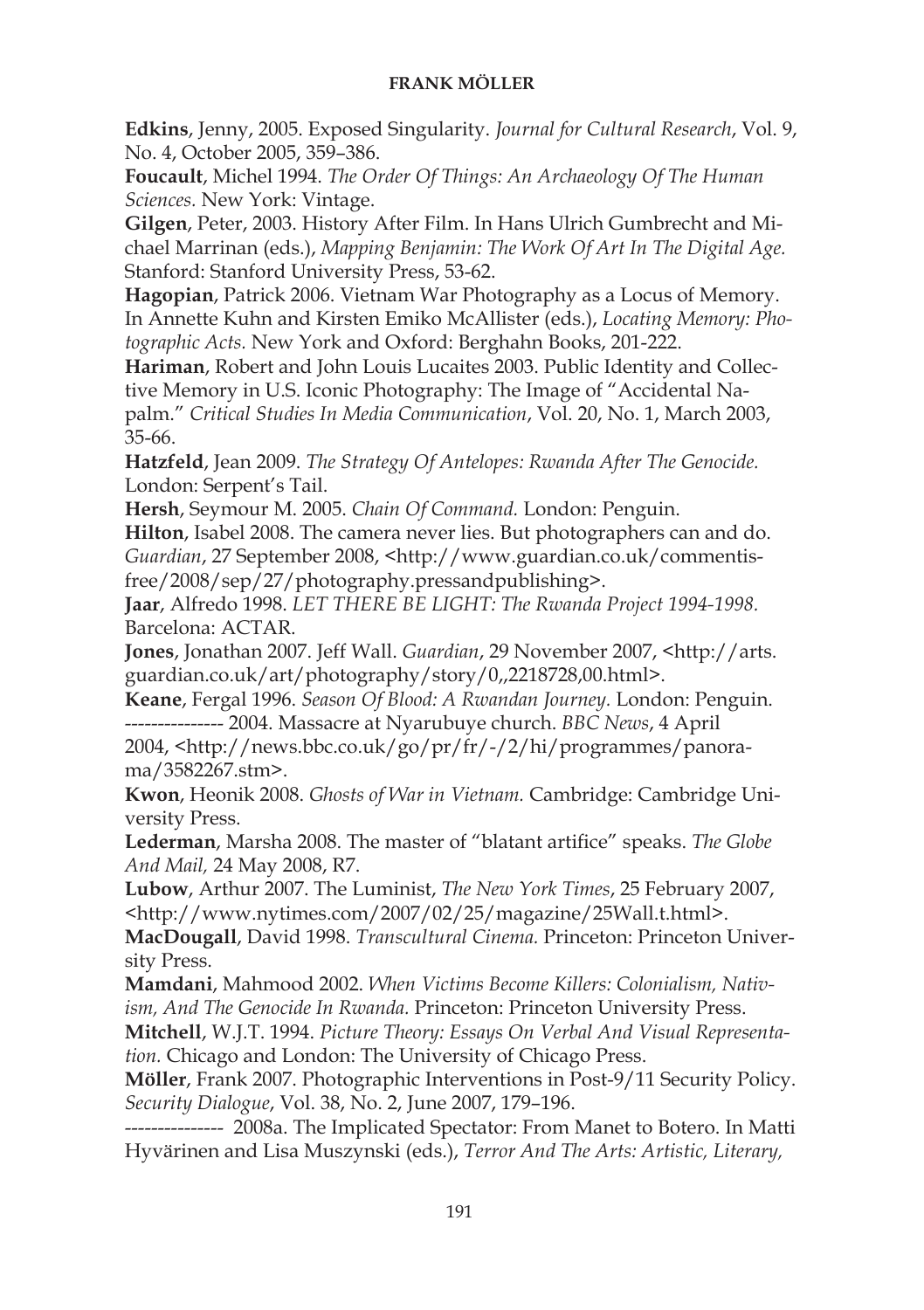**Edkins**, Jenny, 2005. Exposed Singularity. *Journal for Cultural Research*, Vol. 9, No. 4, October 2005, 359–386.

**Foucault**, Michel 1994. *The Order Of Things: An Archaeology Of The Human Sciences.* New York: Vintage.

**Gilgen**, Peter, 2003. History After Film. In Hans Ulrich Gumbrecht and Michael Marrinan (eds.), *Mapping Benjamin: The Work Of Art In The Digital Age.* Stanford: Stanford University Press, 53-62.

**Hagopian**, Patrick 2006. Vietnam War Photography as a Locus of Memory. In Annette Kuhn and Kirsten Emiko McAllister (eds.), *Locating Memory: Photographic Acts.* New York and Oxford: Berghahn Books, 201-222.

**Hariman**, Robert and John Louis Lucaites 2003. Public Identity and Collective Memory in U.S. Iconic Photography: The Image of "Accidental Napalm." *Critical Studies In Media Communication*, Vol. 20, No. 1, March 2003, 35-66.

**Hatzfeld**, Jean 2009. *The Strategy Of Antelopes: Rwanda After The Genocide.* London: Serpent's Tail.

**Hersh**, Seymour M. 2005. *Chain Of Command.* London: Penguin.

**Hilton**, Isabel 2008. The camera never lies. But photographers can and do. *Guardian*, 27 September 2008, <http://www.guardian.co.uk/commentisfree/2008/sep/27/photography.pressandpublishing>.

**Jaar**, Alfredo 1998. *LET THERE BE LIGHT: The Rwanda Project 1994-1998.* Barcelona: ACTAR.

**Jones**, Jonathan 2007. Jeff Wall. *Guardian*, 29 November 2007, <http://arts.guardian.co.uk/art/photography/story/0,,2218728,00.html>.

**Keane**, Fergal 1996. *Season Of Blood: A Rwandan Journey.* London: Penguin.

--------------- 2004. Massacre at Nyarubuye church. *BBC News*, 4 April 2004, <http://news.bbc.co.uk/go/pr/fr/-/2/hi/programmes/panorama/3582267.stm>.

**Kwon**, Heonik 2008. *Ghosts of War in Vietnam.* Cambridge: Cambridge University Press.

**Lederman**, Marsha 2008. The master of "blatant artifice" speaks. *The Globe And Mail,* 24 May 2008, R7.

**Lubow**, Arthur 2007. The Luminist, *The New York Times*, 25 February 2007, <http://www.nytimes.com/2007/02/25/magazine/25Wall.t.html>.

**MacDougall**, David 1998. *Transcultural Cinema.* Princeton: Princeton University Press.

**Mamdani**, Mahmood 2002. *When Victims Become Killers: Colonialism, Nativism, And The Genocide In Rwanda.* Princeton: Princeton University Press.

**Mitchell**, W.J.T. 1994. *Picture Theory: Essays On Verbal And Visual Representation.* Chicago and London: The University of Chicago Press.

**Möller**, Frank 2007. Photographic Interventions in Post-9/11 Security Policy. *Security Dialogue*, Vol. 38, No. 2, June 2007, 179–196.

--------------- 2008a. The Implicated Spectator: From Manet to Botero. In Matti Hyvärinen and Lisa Muszynski (eds.), *Terror And The Arts: Artistic, Literary,*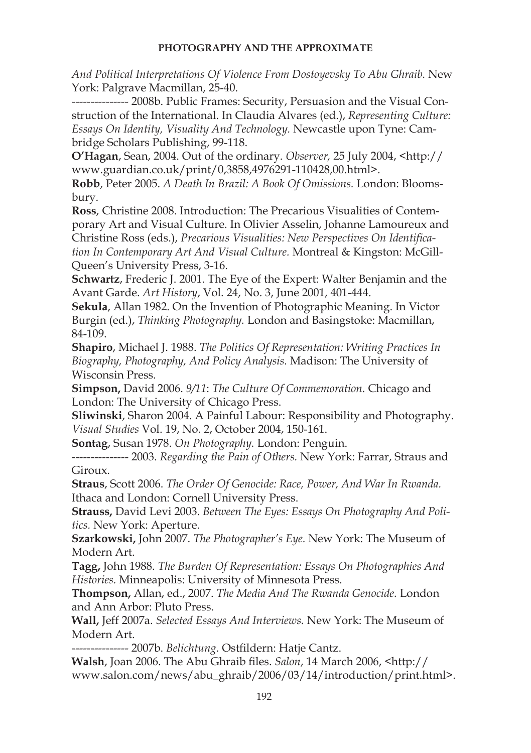*And Political Interpretations Of Violence From Dostoyevsky To Abu Ghraib.* New York: Palgrave Macmillan, 25-40.

--------------- 2008b. Public Frames: Security, Persuasion and the Visual Construction of the International. In Claudia Alvares (ed.), *Representing Culture: Essays On Identity, Visuality And Technology.* Newcastle upon Tyne: Cambridge Scholars Publishing, 99-118.

**O'Hagan**, Sean, 2004. Out of the ordinary. *Observer,* 25 July 2004, <http://www.guardian.co.uk/print/0,3858,4976291-110428,00.html>.

**Robb**, Peter 2005. *A Death In Brazil: A Book Of Omissions.* London: Bloomsbury.

**Ross**, Christine 2008. Introduction: The Precarious Visualities of Contemporary Art and Visual Culture. In Olivier Asselin, Johanne Lamoureux and Christine Ross (eds.), *Precarious Visualities: New Perspectives On Identification In Contemporary Art And Visual Culture.* Montreal & Kingston: McGill-Queen's University Press, 3-16.

**Schwartz**, Frederic J. 2001. The Eye of the Expert: Walter Benjamin and the Avant Garde. *Art History*, Vol. 24, No. 3, June 2001, 401-444.

**Sekula**, Allan 1982. On the Invention of Photographic Meaning. In Victor Burgin (ed.), *Thinking Photography.* London and Basingstoke: Macmillan, 84-109.

**Shapiro**, Michael J. 1988. *The Politics Of Representation: Writing Practices In Biography, Photography, And Policy Analysis.* Madison: The University of Wisconsin Press.

**Simpson,** David 2006. *9/11*: *The Culture Of Commemoration.* Chicago and London: The University of Chicago Press.

**Sliwinski**, Sharon 2004. A Painful Labour: Responsibility and Photography. *Visual Studies* Vol. 19, No. 2, October 2004, 150-161.

**Sontag**, Susan 1978. *On Photography.* London: Penguin.

--------------- 2003. *Regarding the Pain of Others.* New York: Farrar, Straus and Giroux.

**Straus**, Scott 2006. *The Order Of Genocide: Race, Power, And War In Rwanda.* Ithaca and London: Cornell University Press.

**Strauss,** David Levi 2003. *Between The Eyes: Essays On Photography And Politics.* New York: Aperture.

**Szarkowski,** John 2007. *The Photographer's Eye.* New York: The Museum of Modern Art.

**Tagg,** John 1988. *The Burden Of Representation: Essays On Photographies And Histories.* Minneapolis: University of Minnesota Press.

**Thompson,** Allan, ed., 2007. *The Media And The Rwanda Genocide.* London and Ann Arbor: Pluto Press.

**Wall,** Jeff 2007a. *Selected Essays And Interviews.* New York: The Museum of Modern Art.

--------------- 2007b. *Belichtung.* Ostfildern: Hatje Cantz.

**Walsh**, Joan 2006. The Abu Ghraib files. *Salon*, 14 March 2006, <http://www.salon.com/news/abu_ghraib/2006/03/14/introduction/print.html>.